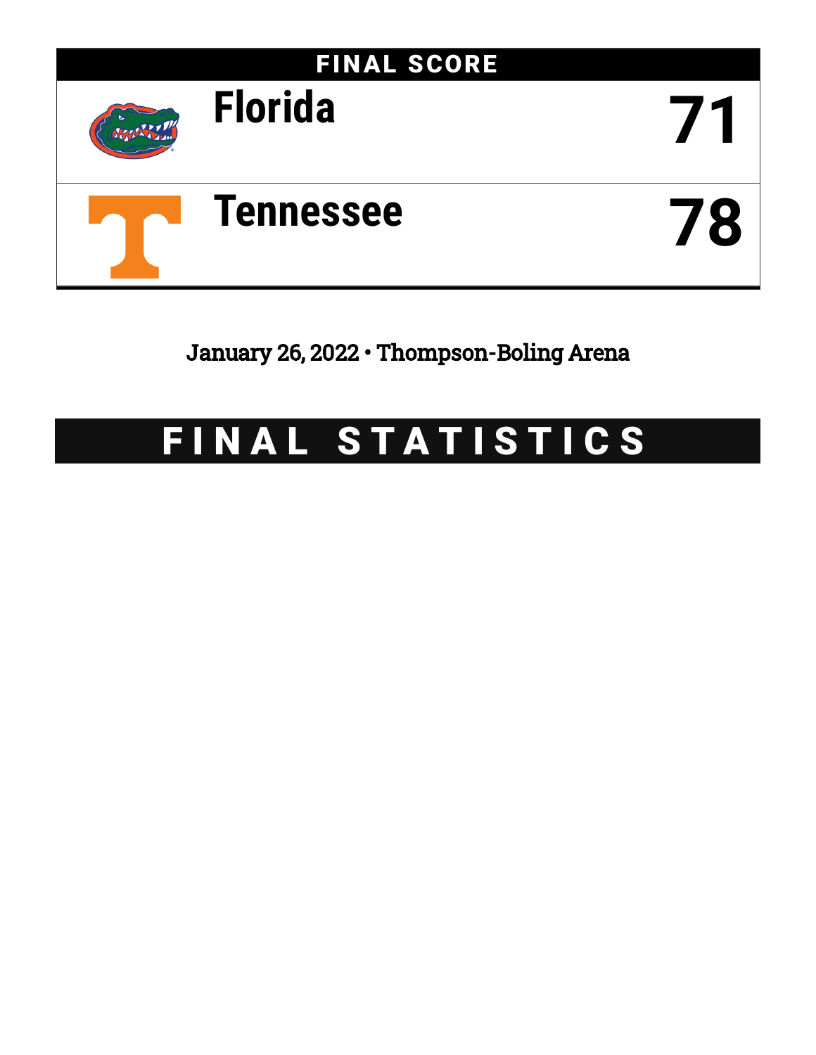## FINAL SCORE

| | |
|---|---|
| Florida | 71 |
| Tennessee | 78 |

January 26, 2022 • Thompson-Boling Arena

# FINAL STATISTICS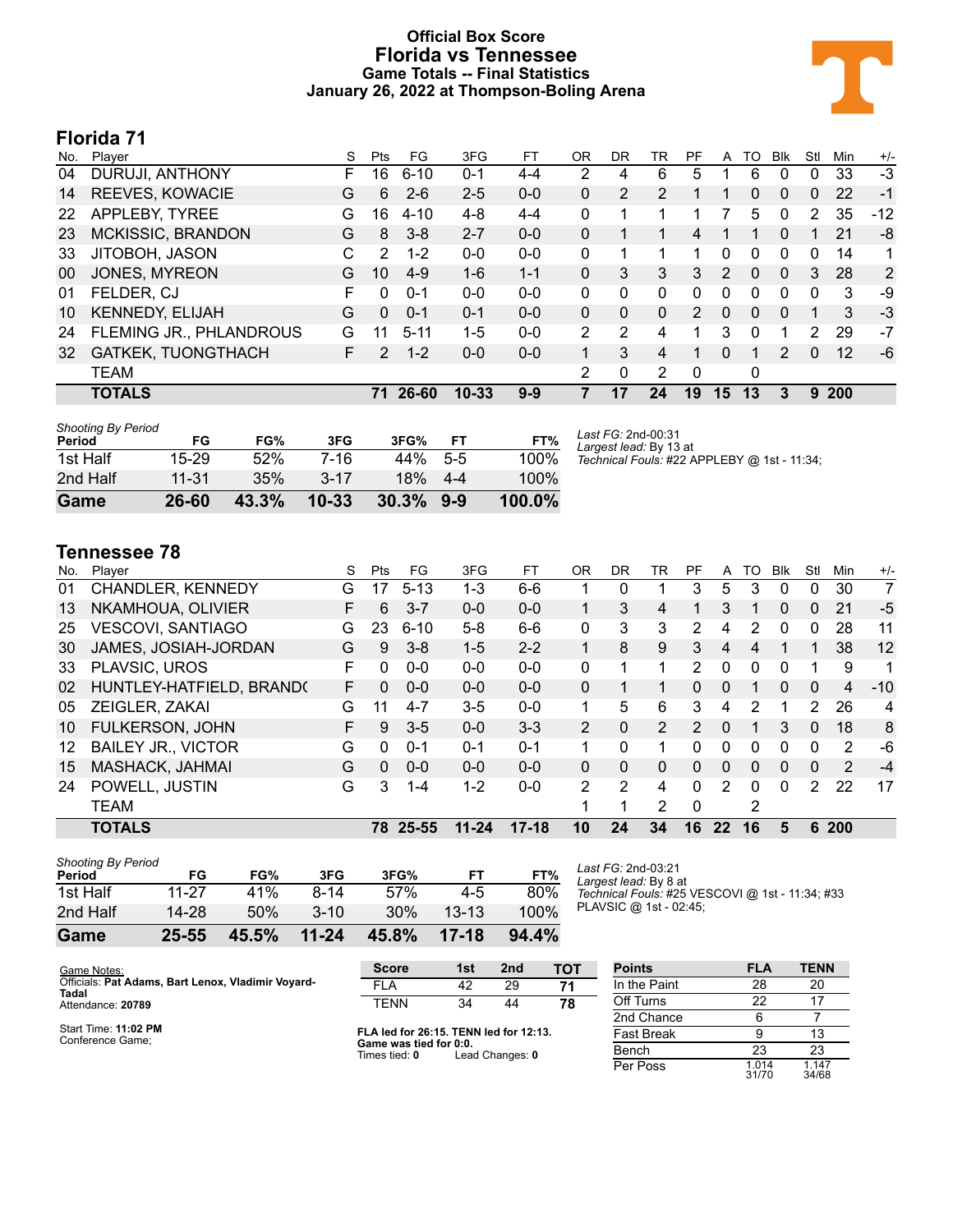# Official Box Score
## Florida vs Tennessee
### Game Totals -- Final Statistics
### January 26, 2022 at Thompson-Boling Arena

## Florida 71

| No. | Player | S | Pts | FG | 3FG | FT | OR | DR | TR | PF | A | TO | Blk | Stl | Min | +/- |
|---|---|---|---|---|---|---|---|---|---|---|---|---|---|---|---|---|
| 04 | DURUJI, ANTHONY | F | 16 | 6-10 | 0-1 | 4-4 | 2 | 4 | 6 | 5 | 1 | 6 | 0 | 0 | 33 | -3 |
| 14 | REEVES, KOWACIE | G | 6 | 2-6 | 2-5 | 0-0 | 0 | 2 | 2 | 1 | 1 | 0 | 0 | 0 | 22 | -1 |
| 22 | APPLEBY, TYREE | G | 16 | 4-10 | 4-8 | 4-4 | 0 | 1 | 1 | 1 | 7 | 5 | 0 | 2 | 35 | -12 |
| 23 | MCKISSIC, BRANDON | G | 8 | 3-8 | 2-7 | 0-0 | 0 | 1 | 1 | 4 | 1 | 1 | 0 | 1 | 21 | -8 |
| 33 | JITOBOH, JASON | C | 2 | 1-2 | 0-0 | 0-0 | 0 | 1 | 1 | 1 | 0 | 0 | 0 | 0 | 14 | 1 |
| 00 | JONES, MYREON | G | 10 | 4-9 | 1-6 | 1-1 | 0 | 3 | 3 | 3 | 2 | 0 | 0 | 3 | 28 | 2 |
| 01 | FELDER, CJ | F | 0 | 0-1 | 0-0 | 0-0 | 0 | 0 | 0 | 0 | 0 | 0 | 0 | 0 | 3 | -9 |
| 10 | KENNEDY, ELIJAH | G | 0 | 0-1 | 0-1 | 0-0 | 0 | 0 | 0 | 2 | 0 | 0 | 0 | 1 | 3 | -3 |
| 24 | FLEMING JR., PHLANDROUS | G | 11 | 5-11 | 1-5 | 0-0 | 2 | 2 | 4 | 1 | 3 | 0 | 1 | 2 | 29 | -7 |
| 32 | GATKEK, TUONGTHACH | F | 2 | 1-2 | 0-0 | 0-0 | 1 | 3 | 4 | 1 | 0 | 1 | 2 | 0 | 12 | -6 |
| | TEAM | | | | | | 2 | 0 | 2 | 0 | | 0 | | | | |
| | **TOTALS** | | **71** | **26-60** | **10-33** | **9-9** | **7** | **17** | **24** | **19** | **15** | **13** | **3** | **9** | **200** | |

| Shooting By Period Period | FG | FG% | 3FG | 3FG% | FT | FT% |
|---|---|---|---|---|---|---|
| 1st Half | 15-29 | 52% | 7-16 | 44% | 5-5 | 100% |
| 2nd Half | 11-31 | 35% | 3-17 | 18% | 4-4 | 100% |
| **Game** | **26-60** | **43.3%** | **10-33** | **30.3%** | **9-9** | **100.0%** |

*Last FG:* 2nd-00:31
*Largest lead:* By 13 at
*Technical Fouls:* #22 APPLEBY @ 1st - 11:34;

## Tennessee 78

| No. | Player | S | Pts | FG | 3FG | FT | OR | DR | TR | PF | A | TO | Blk | Stl | Min | +/- |
|---|---|---|---|---|---|---|---|---|---|---|---|---|---|---|---|---|
| 01 | CHANDLER, KENNEDY | G | 17 | 5-13 | 1-3 | 6-6 | 1 | 0 | 1 | 3 | 5 | 3 | 0 | 0 | 30 | 7 |
| 13 | NKAMHOUA, OLIVIER | F | 6 | 3-7 | 0-0 | 0-0 | 1 | 3 | 4 | 1 | 3 | 1 | 0 | 0 | 21 | -5 |
| 25 | VESCOVI, SANTIAGO | G | 23 | 6-10 | 5-8 | 6-6 | 0 | 3 | 3 | 2 | 4 | 2 | 0 | 0 | 28 | 11 |
| 30 | JAMES, JOSIAH-JORDAN | G | 9 | 3-8 | 1-5 | 2-2 | 1 | 8 | 9 | 3 | 4 | 4 | 1 | 1 | 38 | 12 |
| 33 | PLAVSIC, UROS | F | 0 | 0-0 | 0-0 | 0-0 | 0 | 1 | 1 | 2 | 0 | 0 | 0 | 1 | 9 | 1 |
| 02 | HUNTLEY-HATFIELD, BRAND( | F | 0 | 0-0 | 0-0 | 0-0 | 0 | 1 | 1 | 0 | 0 | 1 | 0 | 0 | 4 | -10 |
| 05 | ZEIGLER, ZAKAI | G | 11 | 4-7 | 3-5 | 0-0 | 1 | 5 | 6 | 3 | 4 | 2 | 1 | 2 | 26 | 4 |
| 10 | FULKERSON, JOHN | F | 9 | 3-5 | 0-0 | 3-3 | 2 | 0 | 2 | 2 | 0 | 1 | 3 | 0 | 18 | 8 |
| 12 | BAILEY JR., VICTOR | G | 0 | 0-1 | 0-1 | 0-1 | 1 | 0 | 1 | 0 | 0 | 0 | 0 | 0 | 2 | -6 |
| 15 | MASHACK, JAHMAI | G | 0 | 0-0 | 0-0 | 0-0 | 0 | 0 | 0 | 0 | 0 | 0 | 0 | 0 | 2 | -4 |
| 24 | POWELL, JUSTIN | G | 3 | 1-4 | 1-2 | 0-0 | 2 | 2 | 4 | 0 | 2 | 0 | 0 | 2 | 22 | 17 |
| | TEAM | | | | | | 1 | 1 | 2 | 0 | | 2 | | | | |
| | **TOTALS** | | **78** | **25-55** | **11-24** | **17-18** | **10** | **24** | **34** | **16** | **22** | **16** | **5** | **6** | **200** | |

| Shooting By Period Period | FG | FG% | 3FG | 3FG% | FT | FT% |
|---|---|---|---|---|---|---|
| 1st Half | 11-27 | 41% | 8-14 | 57% | 4-5 | 80% |
| 2nd Half | 14-28 | 50% | 3-10 | 30% | 13-13 | 100% |
| **Game** | **25-55** | **45.5%** | **11-24** | **45.8%** | **17-18** | **94.4%** |

*Last FG:* 2nd-03:21
*Largest lead:* By 8 at
*Technical Fouls:* #25 VESCOVI @ 1st - 11:34; #33 PLAVSIC @ 1st - 02:45;

Game Notes:
Officials: **Pat Adams, Bart Lenox, Vladimir Voyard-Tadal**
Attendance: **20789**

Start Time: **11:02 PM**
Conference Game;

| Score | 1st | 2nd | TOT |
|---|---|---|---|
| FLA | 42 | 29 | **71** |
| TENN | 34 | 44 | **78** |

**FLA led for 26:15. TENN led for 12:13.**
**Game was tied for 0:0.**
Times tied: **0** Lead Changes: **0**

| Points | FLA | TENN |
|---|---|---|
| In the Paint | 28 | 20 |
| Off Turns | 22 | 17 |
| 2nd Chance | 6 | 7 |
| Fast Break | 9 | 13 |
| Bench | 23 | 23 |
| Per Poss | 1.014 31/70 | 1.147 34/68 |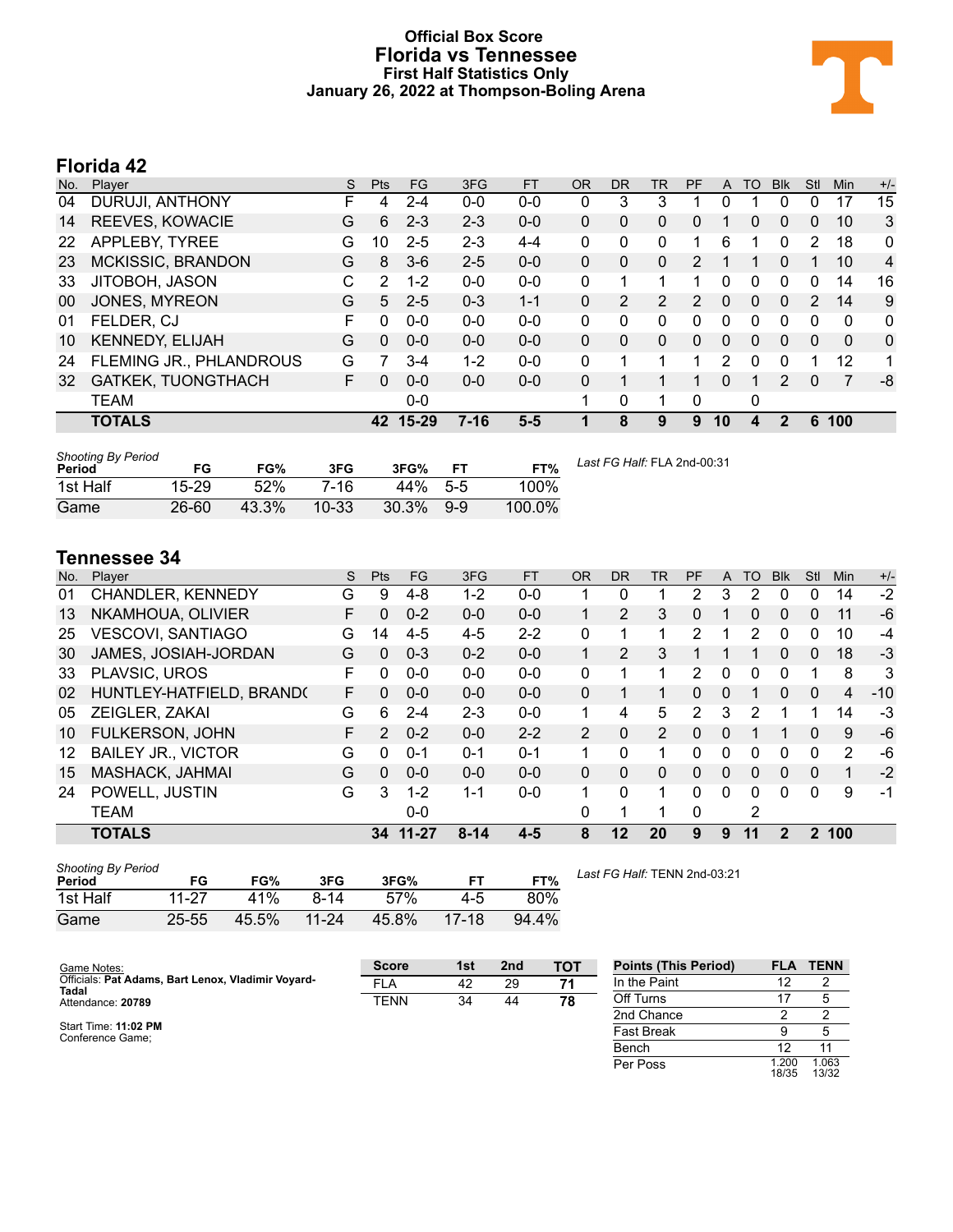# Official Box Score
## Florida vs Tennessee
### First Half Statistics Only
### January 26, 2022 at Thompson-Boling Arena

## Florida 42

| No. | Player | S | Pts | FG | 3FG | FT | OR | DR | TR | PF | A | TO | Blk | Stl | Min | +/- |
|---|---|---|---|---|---|---|---|---|---|---|---|---|---|---|---|---|
| 04 | DURUJI, ANTHONY | F | 4 | 2-4 | 0-0 | 0-0 | 0 | 3 | 3 | 1 | 0 | 1 | 0 | 0 | 17 | 15 |
| 14 | REEVES, KOWACIE | G | 6 | 2-3 | 2-3 | 0-0 | 0 | 0 | 0 | 0 | 1 | 0 | 0 | 0 | 10 | 3 |
| 22 | APPLEBY, TYREE | G | 10 | 2-5 | 2-3 | 4-4 | 0 | 0 | 0 | 1 | 6 | 1 | 0 | 2 | 18 | 0 |
| 23 | MCKISSIC, BRANDON | G | 8 | 3-6 | 2-5 | 0-0 | 0 | 0 | 0 | 2 | 1 | 1 | 0 | 1 | 10 | 4 |
| 33 | JITOBOH, JASON | C | 2 | 1-2 | 0-0 | 0-0 | 0 | 1 | 1 | 1 | 0 | 0 | 0 | 0 | 14 | 16 |
| 00 | JONES, MYREON | G | 5 | 2-5 | 0-3 | 1-1 | 0 | 2 | 2 | 2 | 0 | 0 | 0 | 2 | 14 | 9 |
| 01 | FELDER, CJ | F | 0 | 0-0 | 0-0 | 0-0 | 0 | 0 | 0 | 0 | 0 | 0 | 0 | 0 | 0 | 0 |
| 10 | KENNEDY, ELIJAH | G | 0 | 0-0 | 0-0 | 0-0 | 0 | 0 | 0 | 0 | 0 | 0 | 0 | 0 | 0 | 0 |
| 24 | FLEMING JR., PHLANDROUS | G | 7 | 3-4 | 1-2 | 0-0 | 0 | 1 | 1 | 1 | 2 | 0 | 0 | 1 | 12 | 1 |
| 32 | GATKEK, TUONGTHACH | F | 0 | 0-0 | 0-0 | 0-0 | 0 | 1 | 1 | 1 | 0 | 1 | 2 | 0 | 7 | -8 |
| | TEAM | | | 0-0 | | | 1 | 0 | 1 | 0 | | 0 | | | | |
| | **TOTALS** | | **42** | **15-29** | **7-16** | **5-5** | **1** | **8** | **9** | **9** | **10** | **4** | **2** | **6** | **100** | |

*Shooting By Period*

| Period | FG | FG% | 3FG | 3FG% | FT | FT% |
|---|---|---|---|---|---|---|
| 1st Half | 15-29 | 52% | 7-16 | 44% | 5-5 | 100% |
| Game | 26-60 | 43.3% | 10-33 | 30.3% | 9-9 | 100.0% |

*Last FG Half:* FLA 2nd-00:31

## Tennessee 34

| No. | Player | S | Pts | FG | 3FG | FT | OR | DR | TR | PF | A | TO | Blk | Stl | Min | +/- |
|---|---|---|---|---|---|---|---|---|---|---|---|---|---|---|---|---|
| 01 | CHANDLER, KENNEDY | G | 9 | 4-8 | 1-2 | 0-0 | 1 | 0 | 1 | 2 | 3 | 2 | 0 | 0 | 14 | -2 |
| 13 | NKAMHOUA, OLIVIER | F | 0 | 0-2 | 0-0 | 0-0 | 1 | 2 | 3 | 0 | 1 | 0 | 0 | 0 | 11 | -6 |
| 25 | VESCOVI, SANTIAGO | G | 14 | 4-5 | 4-5 | 2-2 | 0 | 1 | 1 | 2 | 1 | 2 | 0 | 0 | 10 | -4 |
| 30 | JAMES, JOSIAH-JORDAN | G | 0 | 0-3 | 0-2 | 0-0 | 1 | 2 | 3 | 1 | 1 | 1 | 0 | 0 | 18 | -3 |
| 33 | PLAVSIC, UROS | F | 0 | 0-0 | 0-0 | 0-0 | 0 | 1 | 1 | 2 | 0 | 0 | 0 | 1 | 8 | 3 |
| 02 | HUNTLEY-HATFIELD, BRAND( | F | 0 | 0-0 | 0-0 | 0-0 | 0 | 1 | 1 | 0 | 0 | 1 | 0 | 0 | 4 | -10 |
| 05 | ZEIGLER, ZAKAI | G | 6 | 2-4 | 2-3 | 0-0 | 1 | 4 | 5 | 2 | 3 | 2 | 1 | 1 | 14 | -3 |
| 10 | FULKERSON, JOHN | F | 2 | 0-2 | 0-0 | 2-2 | 2 | 0 | 2 | 0 | 0 | 1 | 1 | 0 | 9 | -6 |
| 12 | BAILEY JR., VICTOR | G | 0 | 0-1 | 0-1 | 0-1 | 1 | 0 | 1 | 0 | 0 | 0 | 0 | 0 | 2 | -6 |
| 15 | MASHACK, JAHMAI | G | 0 | 0-0 | 0-0 | 0-0 | 0 | 0 | 0 | 0 | 0 | 0 | 0 | 0 | 1 | -2 |
| 24 | POWELL, JUSTIN | G | 3 | 1-2 | 1-1 | 0-0 | 1 | 0 | 1 | 0 | 0 | 0 | 0 | 0 | 9 | -1 |
| | TEAM | | | 0-0 | | | 0 | 1 | 1 | 0 | | 2 | | | | |
| | **TOTALS** | | **34** | **11-27** | **8-14** | **4-5** | **8** | **12** | **20** | **9** | **9** | **11** | **2** | **2** | **100** | |

*Shooting By Period*

| Period | FG | FG% | 3FG | 3FG% | FT | FT% |
|---|---|---|---|---|---|---|
| 1st Half | 11-27 | 41% | 8-14 | 57% | 4-5 | 80% |
| Game | 25-55 | 45.5% | 11-24 | 45.8% | 17-18 | 94.4% |

*Last FG Half:* TENN 2nd-03:21

Game Notes:
Officials: **Pat Adams, Bart Lenox, Vladimir Voyard-Tadal**
Attendance: **20789**

Start Time: **11:02 PM**
Conference Game;

| Score | 1st | 2nd | TOT |
|---|---|---|---|
| FLA | 42 | 29 | **71** |
| TENN | 34 | 44 | **78** |

| Points (This Period) | FLA | TENN |
|---|---|---|
| In the Paint | 12 | 2 |
| Off Turns | 17 | 5 |
| 2nd Chance | 2 | 2 |
| Fast Break | 9 | 5 |
| Bench | 12 | 11 |
| Per Poss | 1.200 18/35 | 1.063 13/32 |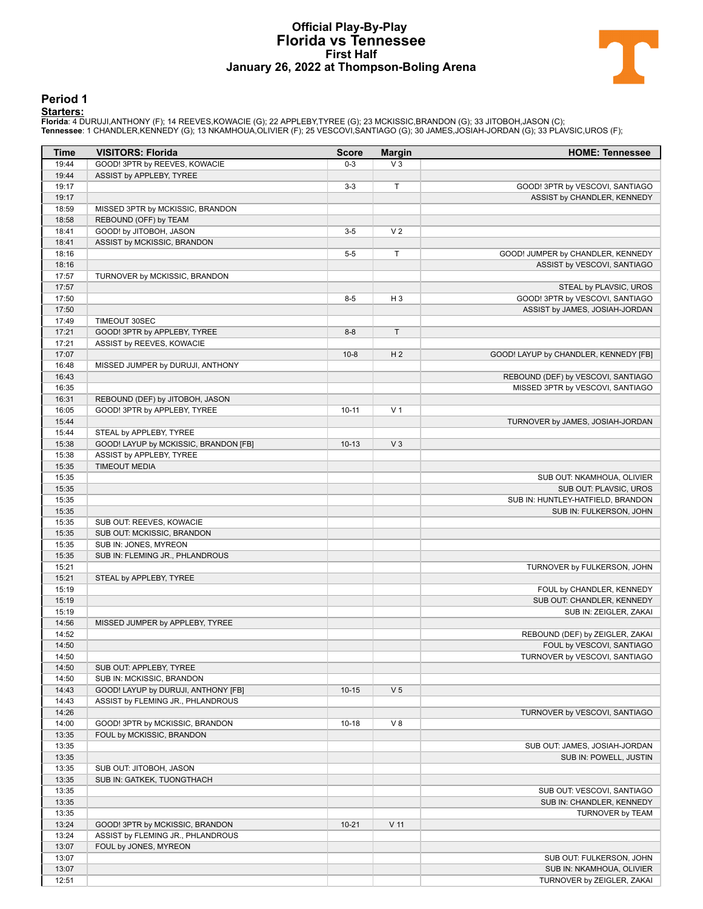# Official Play-By-Play
## Florida vs Tennessee
### First Half
### January 26, 2022 at Thompson-Boling Arena

## Period 1

**Starters:**

**Florida**: 4 DURUJI,ANTHONY (F); 14 REEVES,KOWACIE (G); 22 APPLEBY,TYREE (G); 23 MCKISSIC,BRANDON (G); 33 JITOBOH,JASON (C);
**Tennessee**: 1 CHANDLER,KENNEDY (G); 13 NKAMHOUA,OLIVIER (F); 25 VESCOVI,SANTIAGO (G); 30 JAMES,JOSIAH-JORDAN (G); 33 PLAVSIC,UROS (F);

| Time | VISITORS: Florida | Score | Margin | HOME: Tennessee |
|---|---|---|---|---|
| 19:44 | GOOD! 3PTR by REEVES, KOWACIE | 0-3 | V 3 | |
| 19:44 | ASSIST by APPLEBY, TYREE | | | |
| 19:17 | | 3-3 | T | GOOD! 3PTR by VESCOVI, SANTIAGO |
| 19:17 | | | | ASSIST by CHANDLER, KENNEDY |
| 18:59 | MISSED 3PTR by MCKISSIC, BRANDON | | | |
| 18:58 | REBOUND (OFF) by TEAM | | | |
| 18:41 | GOOD! by JITOBOH, JASON | 3-5 | V 2 | |
| 18:41 | ASSIST by MCKISSIC, BRANDON | | | |
| 18:16 | | 5-5 | T | GOOD! JUMPER by CHANDLER, KENNEDY |
| 18:16 | | | | ASSIST by VESCOVI, SANTIAGO |
| 17:57 | TURNOVER by MCKISSIC, BRANDON | | | |
| 17:57 | | | | STEAL by PLAVSIC, UROS |
| 17:50 | | 8-5 | H 3 | GOOD! 3PTR by VESCOVI, SANTIAGO |
| 17:50 | | | | ASSIST by JAMES, JOSIAH-JORDAN |
| 17:49 | TIMEOUT 30SEC | | | |
| 17:21 | GOOD! 3PTR by APPLEBY, TYREE | 8-8 | T | |
| 17:21 | ASSIST by REEVES, KOWACIE | | | |
| 17:07 | | 10-8 | H 2 | GOOD! LAYUP by CHANDLER, KENNEDY [FB] |
| 16:48 | MISSED JUMPER by DURUJI, ANTHONY | | | |
| 16:43 | | | | REBOUND (DEF) by VESCOVI, SANTIAGO |
| 16:35 | | | | MISSED 3PTR by VESCOVI, SANTIAGO |
| 16:31 | REBOUND (DEF) by JITOBOH, JASON | | | |
| 16:05 | GOOD! 3PTR by APPLEBY, TYREE | 10-11 | V 1 | |
| 15:44 | | | | TURNOVER by JAMES, JOSIAH-JORDAN |
| 15:44 | STEAL by APPLEBY, TYREE | | | |
| 15:38 | GOOD! LAYUP by MCKISSIC, BRANDON [FB] | 10-13 | V 3 | |
| 15:38 | ASSIST by APPLEBY, TYREE | | | |
| 15:35 | TIMEOUT MEDIA | | | |
| 15:35 | | | | SUB OUT: NKAMHOUA, OLIVIER |
| 15:35 | | | | SUB OUT: PLAVSIC, UROS |
| 15:35 | | | | SUB IN: HUNTLEY-HATFIELD, BRANDON |
| 15:35 | | | | SUB IN: FULKERSON, JOHN |
| 15:35 | SUB OUT: REEVES, KOWACIE | | | |
| 15:35 | SUB OUT: MCKISSIC, BRANDON | | | |
| 15:35 | SUB IN: JONES, MYREON | | | |
| 15:35 | SUB IN: FLEMING JR., PHLANDROUS | | | |
| 15:21 | | | | TURNOVER by FULKERSON, JOHN |
| 15:21 | STEAL by APPLEBY, TYREE | | | |
| 15:19 | | | | FOUL by CHANDLER, KENNEDY |
| 15:19 | | | | SUB OUT: CHANDLER, KENNEDY |
| 15:19 | | | | SUB IN: ZEIGLER, ZAKAI |
| 14:56 | MISSED JUMPER by APPLEBY, TYREE | | | |
| 14:52 | | | | REBOUND (DEF) by ZEIGLER, ZAKAI |
| 14:50 | | | | FOUL by VESCOVI, SANTIAGO |
| 14:50 | | | | TURNOVER by VESCOVI, SANTIAGO |
| 14:50 | SUB OUT: APPLEBY, TYREE | | | |
| 14:50 | SUB IN: MCKISSIC, BRANDON | | | |
| 14:43 | GOOD! LAYUP by DURUJI, ANTHONY [FB] | 10-15 | V 5 | |
| 14:43 | ASSIST by FLEMING JR., PHLANDROUS | | | |
| 14:26 | | | | TURNOVER by VESCOVI, SANTIAGO |
| 14:00 | GOOD! 3PTR by MCKISSIC, BRANDON | 10-18 | V 8 | |
| 13:35 | FOUL by MCKISSIC, BRANDON | | | |
| 13:35 | | | | SUB OUT: JAMES, JOSIAH-JORDAN |
| 13:35 | | | | SUB IN: POWELL, JUSTIN |
| 13:35 | SUB OUT: JITOBOH, JASON | | | |
| 13:35 | SUB IN: GATKEK, TUONGTHACH | | | |
| 13:35 | | | | SUB OUT: VESCOVI, SANTIAGO |
| 13:35 | | | | SUB IN: CHANDLER, KENNEDY |
| 13:35 | | | | TURNOVER by TEAM |
| 13:24 | GOOD! 3PTR by MCKISSIC, BRANDON | 10-21 | V 11 | |
| 13:24 | ASSIST by FLEMING JR., PHLANDROUS | | | |
| 13:07 | FOUL by JONES, MYREON | | | |
| 13:07 | | | | SUB OUT: FULKERSON, JOHN |
| 13:07 | | | | SUB IN: NKAMHOUA, OLIVIER |
| 12:51 | | | | TURNOVER by ZEIGLER, ZAKAI |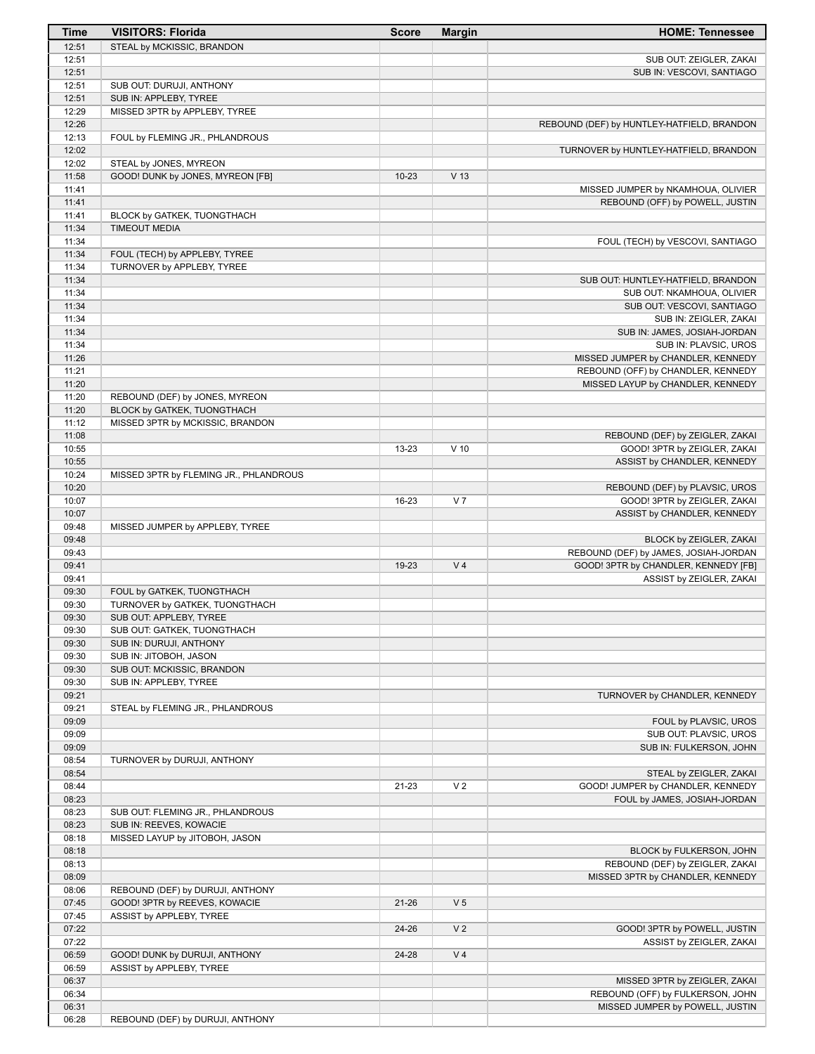| Time | VISITORS: Florida | Score | Margin | HOME: Tennessee |
|---|---|---|---|---|
| 12:51 | STEAL by MCKISSIC, BRANDON | | | |
| 12:51 | | | | SUB OUT: ZEIGLER, ZAKAI |
| 12:51 | | | | SUB IN: VESCOVI, SANTIAGO |
| 12:51 | SUB OUT: DURUJI, ANTHONY | | | |
| 12:51 | SUB IN: APPLEBY, TYREE | | | |
| 12:29 | MISSED 3PTR by APPLEBY, TYREE | | | |
| 12:26 | | | | REBOUND (DEF) by HUNTLEY-HATFIELD, BRANDON |
| 12:13 | FOUL by FLEMING JR., PHLANDROUS | | | |
| 12:02 | | | | TURNOVER by HUNTLEY-HATFIELD, BRANDON |
| 12:02 | STEAL by JONES, MYREON | | | |
| 11:58 | GOOD! DUNK by JONES, MYREON [FB] | 10-23 | V 13 | |
| 11:41 | | | | MISSED JUMPER by NKAMHOUA, OLIVIER |
| 11:41 | | | | REBOUND (OFF) by POWELL, JUSTIN |
| 11:41 | BLOCK by GATKEK, TUONGTHACH | | | |
| 11:34 | TIMEOUT MEDIA | | | |
| 11:34 | | | | FOUL (TECH) by VESCOVI, SANTIAGO |
| 11:34 | FOUL (TECH) by APPLEBY, TYREE | | | |
| 11:34 | TURNOVER by APPLEBY, TYREE | | | |
| 11:34 | | | | SUB OUT: HUNTLEY-HATFIELD, BRANDON |
| 11:34 | | | | SUB OUT: NKAMHOUA, OLIVIER |
| 11:34 | | | | SUB OUT: VESCOVI, SANTIAGO |
| 11:34 | | | | SUB IN: ZEIGLER, ZAKAI |
| 11:34 | | | | SUB IN: JAMES, JOSIAH-JORDAN |
| 11:34 | | | | SUB IN: PLAVSIC, UROS |
| 11:26 | | | | MISSED JUMPER by CHANDLER, KENNEDY |
| 11:21 | | | | REBOUND (OFF) by CHANDLER, KENNEDY |
| 11:20 | | | | MISSED LAYUP by CHANDLER, KENNEDY |
| 11:20 | REBOUND (DEF) by JONES, MYREON | | | |
| 11:20 | BLOCK by GATKEK, TUONGTHACH | | | |
| 11:12 | MISSED 3PTR by MCKISSIC, BRANDON | | | |
| 11:08 | | | | REBOUND (DEF) by ZEIGLER, ZAKAI |
| 10:55 | | 13-23 | V 10 | GOOD! 3PTR by ZEIGLER, ZAKAI |
| 10:55 | | | | ASSIST by CHANDLER, KENNEDY |
| 10:24 | MISSED 3PTR by FLEMING JR., PHLANDROUS | | | |
| 10:20 | | | | REBOUND (DEF) by PLAVSIC, UROS |
| 10:07 | | 16-23 | V 7 | GOOD! 3PTR by ZEIGLER, ZAKAI |
| 10:07 | | | | ASSIST by CHANDLER, KENNEDY |
| 09:48 | MISSED JUMPER by APPLEBY, TYREE | | | |
| 09:48 | | | | BLOCK by ZEIGLER, ZAKAI |
| 09:43 | | | | REBOUND (DEF) by JAMES, JOSIAH-JORDAN |
| 09:41 | | 19-23 | V 4 | GOOD! 3PTR by CHANDLER, KENNEDY [FB] |
| 09:41 | | | | ASSIST by ZEIGLER, ZAKAI |
| 09:30 | FOUL by GATKEK, TUONGTHACH | | | |
| 09:30 | TURNOVER by GATKEK, TUONGTHACH | | | |
| 09:30 | SUB OUT: APPLEBY, TYREE | | | |
| 09:30 | SUB OUT: GATKEK, TUONGTHACH | | | |
| 09:30 | SUB IN: DURUJI, ANTHONY | | | |
| 09:30 | SUB IN: JITOBOH, JASON | | | |
| 09:30 | SUB OUT: MCKISSIC, BRANDON | | | |
| 09:30 | SUB IN: APPLEBY, TYREE | | | |
| 09:21 | | | | TURNOVER by CHANDLER, KENNEDY |
| 09:21 | STEAL by FLEMING JR., PHLANDROUS | | | |
| 09:09 | | | | FOUL by PLAVSIC, UROS |
| 09:09 | | | | SUB OUT: PLAVSIC, UROS |
| 09:09 | | | | SUB IN: FULKERSON, JOHN |
| 08:54 | TURNOVER by DURUJI, ANTHONY | | | |
| 08:54 | | | | STEAL by ZEIGLER, ZAKAI |
| 08:44 | | 21-23 | V 2 | GOOD! JUMPER by CHANDLER, KENNEDY |
| 08:23 | | | | FOUL by JAMES, JOSIAH-JORDAN |
| 08:23 | SUB OUT: FLEMING JR., PHLANDROUS | | | |
| 08:23 | SUB IN: REEVES, KOWACIE | | | |
| 08:18 | MISSED LAYUP by JITOBOH, JASON | | | |
| 08:18 | | | | BLOCK by FULKERSON, JOHN |
| 08:13 | | | | REBOUND (DEF) by ZEIGLER, ZAKAI |
| 08:09 | | | | MISSED 3PTR by CHANDLER, KENNEDY |
| 08:06 | REBOUND (DEF) by DURUJI, ANTHONY | | | |
| 07:45 | GOOD! 3PTR by REEVES, KOWACIE | 21-26 | V 5 | |
| 07:45 | ASSIST by APPLEBY, TYREE | | | |
| 07:22 | | 24-26 | V 2 | GOOD! 3PTR by POWELL, JUSTIN |
| 07:22 | | | | ASSIST by ZEIGLER, ZAKAI |
| 06:59 | GOOD! DUNK by DURUJI, ANTHONY | 24-28 | V 4 | |
| 06:59 | ASSIST by APPLEBY, TYREE | | | |
| 06:37 | | | | MISSED 3PTR by ZEIGLER, ZAKAI |
| 06:34 | | | | REBOUND (OFF) by FULKERSON, JOHN |
| 06:31 | | | | MISSED JUMPER by POWELL, JUSTIN |
| 06:28 | REBOUND (DEF) by DURUJI, ANTHONY | | | |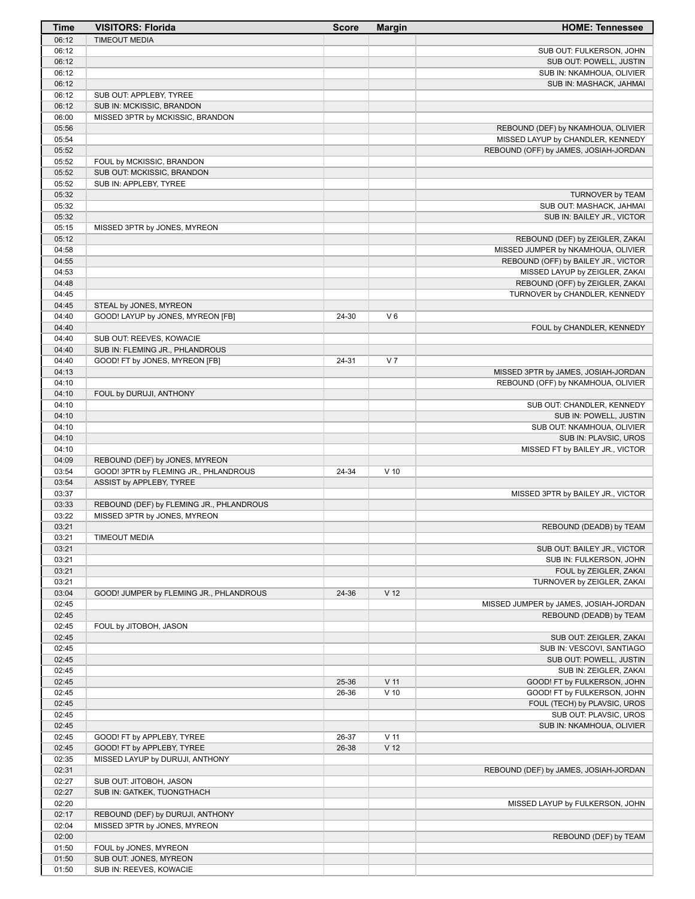| Time | VISITORS: Florida | Score | Margin | HOME: Tennessee |
| --- | --- | --- | --- | --- |
| 06:12 | TIMEOUT MEDIA | | | |
| 06:12 | | | | SUB OUT: FULKERSON, JOHN |
| 06:12 | | | | SUB OUT: POWELL, JUSTIN |
| 06:12 | | | | SUB IN: NKAMHOUA, OLIVIER |
| 06:12 | | | | SUB IN: MASHACK, JAHMAI |
| 06:12 | SUB OUT: APPLEBY, TYREE | | | |
| 06:12 | SUB IN: MCKISSIC, BRANDON | | | |
| 06:00 | MISSED 3PTR by MCKISSIC, BRANDON | | | |
| 05:56 | | | | REBOUND (DEF) by NKAMHOUA, OLIVIER |
| 05:54 | | | | MISSED LAYUP by CHANDLER, KENNEDY |
| 05:52 | | | | REBOUND (OFF) by JAMES, JOSIAH-JORDAN |
| 05:52 | FOUL by MCKISSIC, BRANDON | | | |
| 05:52 | SUB OUT: MCKISSIC, BRANDON | | | |
| 05:52 | SUB IN: APPLEBY, TYREE | | | |
| 05:32 | | | | TURNOVER by TEAM |
| 05:32 | | | | SUB OUT: MASHACK, JAHMAI |
| 05:32 | | | | SUB IN: BAILEY JR., VICTOR |
| 05:15 | MISSED 3PTR by JONES, MYREON | | | |
| 05:12 | | | | REBOUND (DEF) by ZEIGLER, ZAKAI |
| 04:58 | | | | MISSED JUMPER by NKAMHOUA, OLIVIER |
| 04:55 | | | | REBOUND (OFF) by BAILEY JR., VICTOR |
| 04:53 | | | | MISSED LAYUP by ZEIGLER, ZAKAI |
| 04:48 | | | | REBOUND (OFF) by ZEIGLER, ZAKAI |
| 04:45 | | | | TURNOVER by CHANDLER, KENNEDY |
| 04:45 | STEAL by JONES, MYREON | | | |
| 04:40 | GOOD! LAYUP by JONES, MYREON [FB] | 24-30 | V 6 | |
| 04:40 | | | | FOUL by CHANDLER, KENNEDY |
| 04:40 | SUB OUT: REEVES, KOWACIE | | | |
| 04:40 | SUB IN: FLEMING JR., PHLANDROUS | | | |
| 04:40 | GOOD! FT by JONES, MYREON [FB] | 24-31 | V 7 | |
| 04:13 | | | | MISSED 3PTR by JAMES, JOSIAH-JORDAN |
| 04:10 | | | | REBOUND (OFF) by NKAMHOUA, OLIVIER |
| 04:10 | FOUL by DURUJI, ANTHONY | | | |
| 04:10 | | | | SUB OUT: CHANDLER, KENNEDY |
| 04:10 | | | | SUB IN: POWELL, JUSTIN |
| 04:10 | | | | SUB OUT: NKAMHOUA, OLIVIER |
| 04:10 | | | | SUB IN: PLAVSIC, UROS |
| 04:10 | | | | MISSED FT by BAILEY JR., VICTOR |
| 04:09 | REBOUND (DEF) by JONES, MYREON | | | |
| 03:54 | GOOD! 3PTR by FLEMING JR., PHLANDROUS | 24-34 | V 10 | |
| 03:54 | ASSIST by APPLEBY, TYREE | | | |
| 03:37 | | | | MISSED 3PTR by BAILEY JR., VICTOR |
| 03:33 | REBOUND (DEF) by FLEMING JR., PHLANDROUS | | | |
| 03:22 | MISSED 3PTR by JONES, MYREON | | | |
| 03:21 | | | | REBOUND (DEADB) by TEAM |
| 03:21 | TIMEOUT MEDIA | | | |
| 03:21 | | | | SUB OUT: BAILEY JR., VICTOR |
| 03:21 | | | | SUB IN: FULKERSON, JOHN |
| 03:21 | | | | FOUL by ZEIGLER, ZAKAI |
| 03:21 | | | | TURNOVER by ZEIGLER, ZAKAI |
| 03:04 | GOOD! JUMPER by FLEMING JR., PHLANDROUS | 24-36 | V 12 | |
| 02:45 | | | | MISSED JUMPER by JAMES, JOSIAH-JORDAN |
| 02:45 | | | | REBOUND (DEADB) by TEAM |
| 02:45 | FOUL by JITOBOH, JASON | | | |
| 02:45 | | | | SUB OUT: ZEIGLER, ZAKAI |
| 02:45 | | | | SUB IN: VESCOVI, SANTIAGO |
| 02:45 | | | | SUB OUT: POWELL, JUSTIN |
| 02:45 | | | | SUB IN: ZEIGLER, ZAKAI |
| 02:45 | | 25-36 | V 11 | GOOD! FT by FULKERSON, JOHN |
| 02:45 | | 26-36 | V 10 | GOOD! FT by FULKERSON, JOHN |
| 02:45 | | | | FOUL (TECH) by PLAVSIC, UROS |
| 02:45 | | | | SUB OUT: PLAVSIC, UROS |
| 02:45 | | | | SUB IN: NKAMHOUA, OLIVIER |
| 02:45 | GOOD! FT by APPLEBY, TYREE | 26-37 | V 11 | |
| 02:45 | GOOD! FT by APPLEBY, TYREE | 26-38 | V 12 | |
| 02:35 | MISSED LAYUP by DURUJI, ANTHONY | | | |
| 02:31 | | | | REBOUND (DEF) by JAMES, JOSIAH-JORDAN |
| 02:27 | SUB OUT: JITOBOH, JASON | | | |
| 02:27 | SUB IN: GATKEK, TUONGTHACH | | | |
| 02:20 | | | | MISSED LAYUP by FULKERSON, JOHN |
| 02:17 | REBOUND (DEF) by DURUJI, ANTHONY | | | |
| 02:04 | MISSED 3PTR by JONES, MYREON | | | |
| 02:00 | | | | REBOUND (DEF) by TEAM |
| 01:50 | FOUL by JONES, MYREON | | | |
| 01:50 | SUB OUT: JONES, MYREON | | | |
| 01:50 | SUB IN: REEVES, KOWACIE | | | |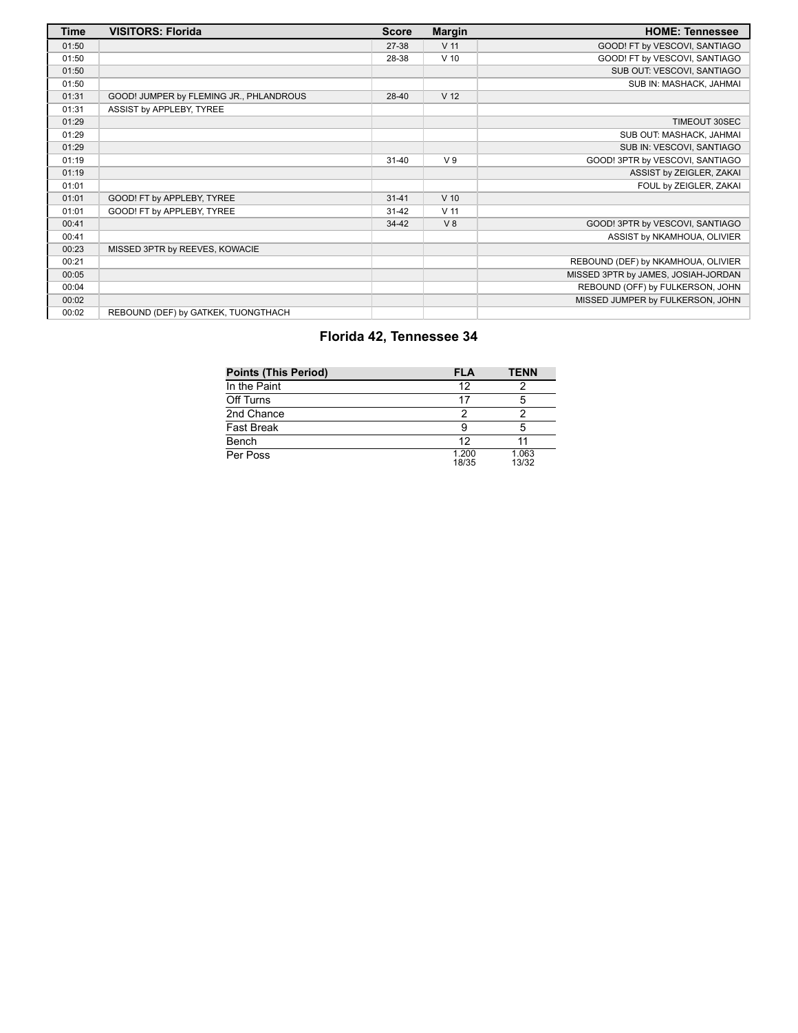| Time | VISITORS: Florida | Score | Margin | HOME: Tennessee |
| --- | --- | --- | --- | --- |
| 01:50 | | 27-38 | V 11 | GOOD! FT by VESCOVI, SANTIAGO |
| 01:50 | | 28-38 | V 10 | GOOD! FT by VESCOVI, SANTIAGO |
| 01:50 | | | | SUB OUT: VESCOVI, SANTIAGO |
| 01:50 | | | | SUB IN: MASHACK, JAHMAI |
| 01:31 | GOOD! JUMPER by FLEMING JR., PHLANDROUS | 28-40 | V 12 | |
| 01:31 | ASSIST by APPLEBY, TYREE | | | |
| 01:29 | | | | TIMEOUT 30SEC |
| 01:29 | | | | SUB OUT: MASHACK, JAHMAI |
| 01:29 | | | | SUB IN: VESCOVI, SANTIAGO |
| 01:19 | | 31-40 | V 9 | GOOD! 3PTR by VESCOVI, SANTIAGO |
| 01:19 | | | | ASSIST by ZEIGLER, ZAKAI |
| 01:01 | | | | FOUL by ZEIGLER, ZAKAI |
| 01:01 | GOOD! FT by APPLEBY, TYREE | 31-41 | V 10 | |
| 01:01 | GOOD! FT by APPLEBY, TYREE | 31-42 | V 11 | |
| 00:41 | | 34-42 | V 8 | GOOD! 3PTR by VESCOVI, SANTIAGO |
| 00:41 | | | | ASSIST by NKAMHOUA, OLIVIER |
| 00:23 | MISSED 3PTR by REEVES, KOWACIE | | | |
| 00:21 | | | | REBOUND (DEF) by NKAMHOUA, OLIVIER |
| 00:05 | | | | MISSED 3PTR by JAMES, JOSIAH-JORDAN |
| 00:04 | | | | REBOUND (OFF) by FULKERSON, JOHN |
| 00:02 | | | | MISSED JUMPER by FULKERSON, JOHN |
| 00:02 | REBOUND (DEF) by GATKEK, TUONGTHACH | | | |

## Florida 42, Tennessee 34

| Points (This Period) | FLA | TENN |
| --- | --- | --- |
| In the Paint | 12 | 2 |
| Off Turns | 17 | 5 |
| 2nd Chance | 2 | 2 |
| Fast Break | 9 | 5 |
| Bench | 12 | 11 |
| Per Poss | 1.200 18/35 | 1.063 13/32 |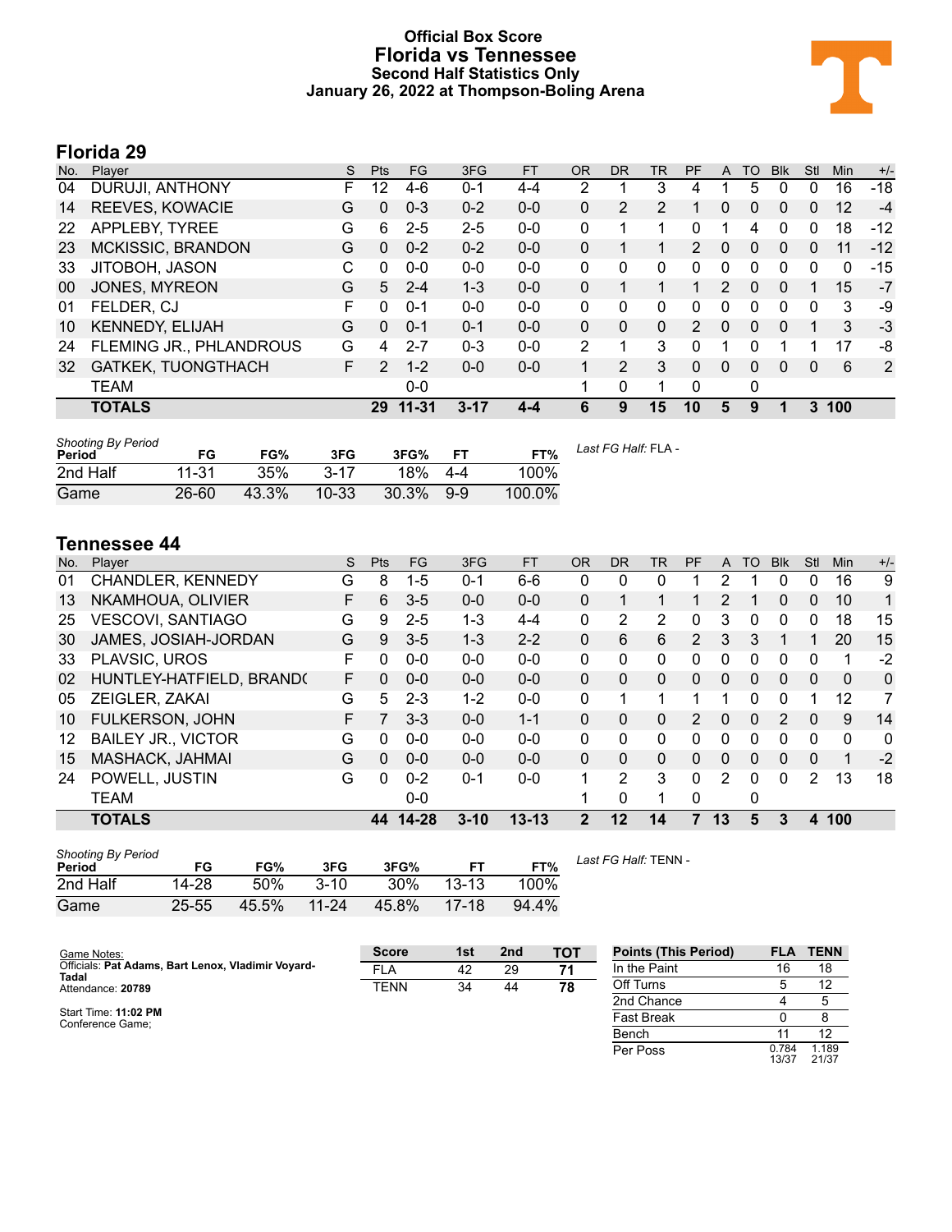# Official Box Score
# Florida vs Tennessee
### Second Half Statistics Only
### January 26, 2022 at Thompson-Boling Arena

## Florida 29

| No. | Player | S | Pts | FG | 3FG | FT | OR | DR | TR | PF | A | TO | Blk | Stl | Min | +/- |
|---|---|---|---|---|---|---|---|---|---|---|---|---|---|---|---|---|
| 04 | DURUJI, ANTHONY | F | 12 | 4-6 | 0-1 | 4-4 | 2 | 1 | 3 | 4 | 1 | 5 | 0 | 0 | 16 | -18 |
| 14 | REEVES, KOWACIE | G | 0 | 0-3 | 0-2 | 0-0 | 0 | 2 | 2 | 1 | 0 | 0 | 0 | 0 | 12 | -4 |
| 22 | APPLEBY, TYREE | G | 6 | 2-5 | 2-5 | 0-0 | 0 | 1 | 1 | 0 | 1 | 4 | 0 | 0 | 18 | -12 |
| 23 | MCKISSIC, BRANDON | G | 0 | 0-2 | 0-2 | 0-0 | 0 | 1 | 1 | 2 | 0 | 0 | 0 | 0 | 11 | -12 |
| 33 | JITOBOH, JASON | C | 0 | 0-0 | 0-0 | 0-0 | 0 | 0 | 0 | 0 | 0 | 0 | 0 | 0 | 0 | -15 |
| 00 | JONES, MYREON | G | 5 | 2-4 | 1-3 | 0-0 | 0 | 1 | 1 | 1 | 2 | 0 | 0 | 1 | 15 | -7 |
| 01 | FELDER, CJ | F | 0 | 0-1 | 0-0 | 0-0 | 0 | 0 | 0 | 0 | 0 | 0 | 0 | 0 | 3 | -9 |
| 10 | KENNEDY, ELIJAH | G | 0 | 0-1 | 0-1 | 0-0 | 0 | 0 | 0 | 2 | 0 | 0 | 0 | 1 | 3 | -3 |
| 24 | FLEMING JR., PHLANDROUS | G | 4 | 2-7 | 0-3 | 0-0 | 2 | 1 | 3 | 0 | 1 | 0 | 1 | 1 | 17 | -8 |
| 32 | GATKEK, TUONGTHACH | F | 2 | 1-2 | 0-0 | 0-0 | 1 | 2 | 3 | 0 | 0 | 0 | 0 | 0 | 6 | 2 |
| | TEAM | | | 0-0 | | | 1 | 0 | 1 | 0 | | 0 | | | | |
| | **TOTALS** | | **29** | **11-31** | **3-17** | **4-4** | **6** | **9** | **15** | **10** | **5** | **9** | **1** | **3** | **100** | |

*Shooting By Period*

| Period | FG | FG% | 3FG | 3FG% | FT | FT% |
|---|---|---|---|---|---|---|
| 2nd Half | 11-31 | 35% | 3-17 | 18% | 4-4 | 100% |
| Game | 26-60 | 43.3% | 10-33 | 30.3% | 9-9 | 100.0% |

*Last FG Half:* FLA -

## Tennessee 44

| No. | Player | S | Pts | FG | 3FG | FT | OR | DR | TR | PF | A | TO | Blk | Stl | Min | +/- |
|---|---|---|---|---|---|---|---|---|---|---|---|---|---|---|---|---|
| 01 | CHANDLER, KENNEDY | G | 8 | 1-5 | 0-1 | 6-6 | 0 | 0 | 0 | 1 | 2 | 1 | 0 | 0 | 16 | 9 |
| 13 | NKAMHOUA, OLIVIER | F | 6 | 3-5 | 0-0 | 0-0 | 0 | 1 | 1 | 1 | 2 | 1 | 0 | 0 | 10 | 1 |
| 25 | VESCOVI, SANTIAGO | G | 9 | 2-5 | 1-3 | 4-4 | 0 | 2 | 2 | 0 | 3 | 0 | 0 | 0 | 18 | 15 |
| 30 | JAMES, JOSIAH-JORDAN | G | 9 | 3-5 | 1-3 | 2-2 | 0 | 6 | 6 | 2 | 3 | 3 | 1 | 1 | 20 | 15 |
| 33 | PLAVSIC, UROS | F | 0 | 0-0 | 0-0 | 0-0 | 0 | 0 | 0 | 0 | 0 | 0 | 0 | 0 | 1 | -2 |
| 02 | HUNTLEY-HATFIELD, BRAND( | F | 0 | 0-0 | 0-0 | 0-0 | 0 | 0 | 0 | 0 | 0 | 0 | 0 | 0 | 0 | 0 |
| 05 | ZEIGLER, ZAKAI | G | 5 | 2-3 | 1-2 | 0-0 | 0 | 1 | 1 | 1 | 1 | 0 | 0 | 1 | 12 | 7 |
| 10 | FULKERSON, JOHN | F | 7 | 3-3 | 0-0 | 1-1 | 0 | 0 | 0 | 2 | 0 | 0 | 2 | 0 | 9 | 14 |
| 12 | BAILEY JR., VICTOR | G | 0 | 0-0 | 0-0 | 0-0 | 0 | 0 | 0 | 0 | 0 | 0 | 0 | 0 | 0 | 0 |
| 15 | MASHACK, JAHMAI | G | 0 | 0-0 | 0-0 | 0-0 | 0 | 0 | 0 | 0 | 0 | 0 | 0 | 0 | 1 | -2 |
| 24 | POWELL, JUSTIN | G | 0 | 0-2 | 0-1 | 0-0 | 1 | 2 | 3 | 0 | 2 | 0 | 0 | 2 | 13 | 18 |
| | TEAM | | | 0-0 | | | 1 | 0 | 1 | 0 | | 0 | | | | |
| | **TOTALS** | | **44** | **14-28** | **3-10** | **13-13** | **2** | **12** | **14** | **7** | **13** | **5** | **3** | **4** | **100** | |

*Shooting By Period*

| Period | FG | FG% | 3FG | 3FG% | FT | FT% |
|---|---|---|---|---|---|---|
| 2nd Half | 14-28 | 50% | 3-10 | 30% | 13-13 | 100% |
| Game | 25-55 | 45.5% | 11-24 | 45.8% | 17-18 | 94.4% |

*Last FG Half:* TENN -

Game Notes:
Officials: **Pat Adams, Bart Lenox, Vladimir Voyard-Tadal**
Attendance: **20789**

Start Time: **11:02 PM**
Conference Game;

| Score | 1st | 2nd | TOT |
|---|---|---|---|
| FLA | 42 | 29 | **71** |
| TENN | 34 | 44 | **78** |

| Points (This Period) | FLA | TENN |
|---|---|---|
| In the Paint | 16 | 18 |
| Off Turns | 5 | 12 |
| 2nd Chance | 4 | 5 |
| Fast Break | 0 | 8 |
| Bench | 11 | 12 |
| Per Poss | 0.784 13/37 | 1.189 21/37 |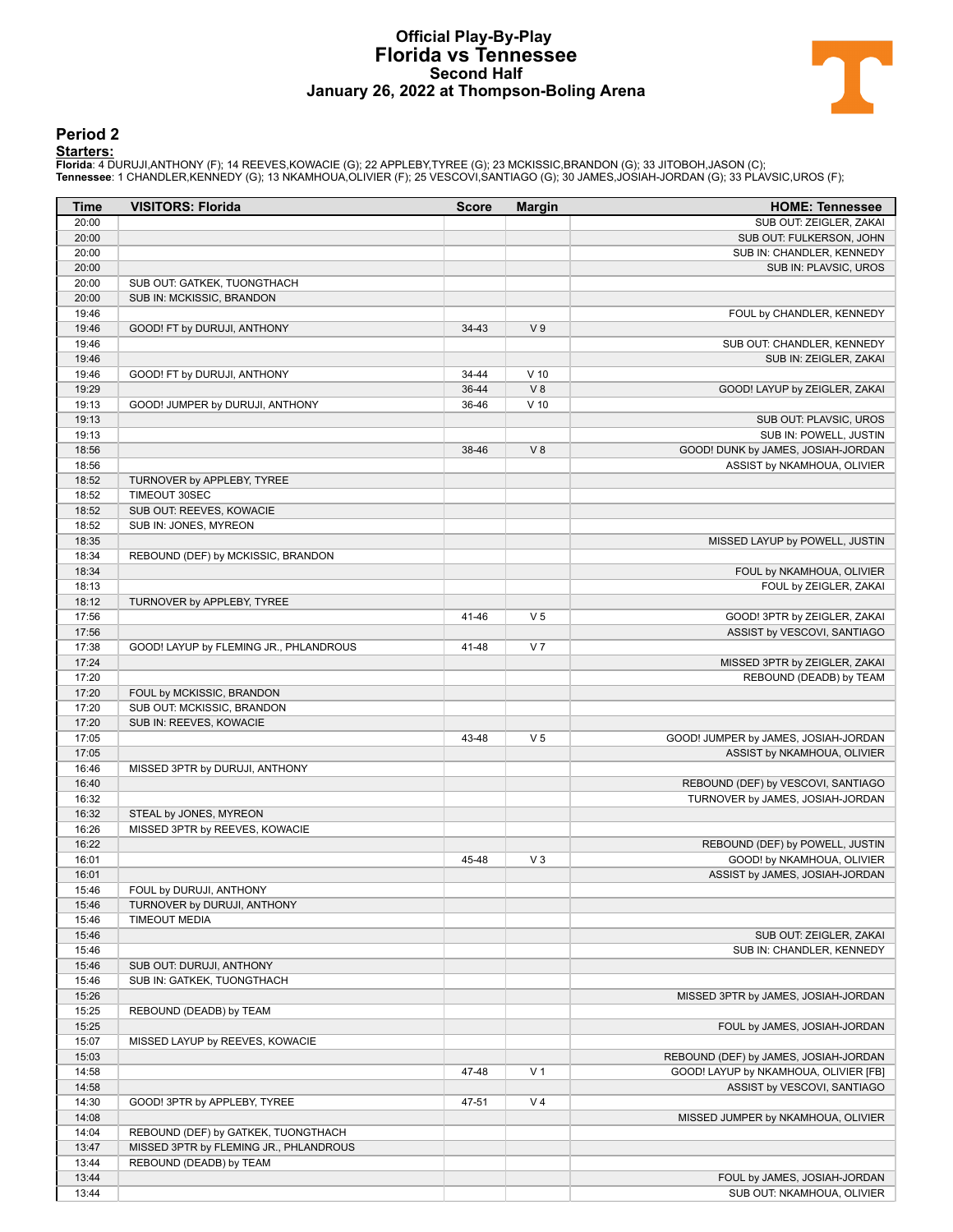# Official Play-By-Play
# Florida vs Tennessee
## Second Half
### January 26, 2022 at Thompson-Boling Arena

## Period 2

**Starters:**

**Florida**: 4 DURUJI,ANTHONY (F); 14 REEVES,KOWACIE (G); 22 APPLEBY,TYREE (G); 23 MCKISSIC,BRANDON (G); 33 JITOBOH,JASON (C);
**Tennessee**: 1 CHANDLER,KENNEDY (G); 13 NKAMHOUA,OLIVIER (F); 25 VESCOVI,SANTIAGO (G); 30 JAMES,JOSIAH-JORDAN (G); 33 PLAVSIC,UROS (F);

| Time | VISITORS: Florida | Score | Margin | HOME: Tennessee |
|---|---|---|---|---|
| 20:00 | | | | SUB OUT: ZEIGLER, ZAKAI |
| 20:00 | | | | SUB OUT: FULKERSON, JOHN |
| 20:00 | | | | SUB IN: CHANDLER, KENNEDY |
| 20:00 | | | | SUB IN: PLAVSIC, UROS |
| 20:00 | SUB OUT: GATKEK, TUONGTHACH | | | |
| 20:00 | SUB IN: MCKISSIC, BRANDON | | | |
| 19:46 | | | | FOUL by CHANDLER, KENNEDY |
| 19:46 | GOOD! FT by DURUJI, ANTHONY | 34-43 | V 9 | |
| 19:46 | | | | SUB OUT: CHANDLER, KENNEDY |
| 19:46 | | | | SUB IN: ZEIGLER, ZAKAI |
| 19:46 | GOOD! FT by DURUJI, ANTHONY | 34-44 | V 10 | |
| 19:29 | | 36-44 | V 8 | GOOD! LAYUP by ZEIGLER, ZAKAI |
| 19:13 | GOOD! JUMPER by DURUJI, ANTHONY | 36-46 | V 10 | |
| 19:13 | | | | SUB OUT: PLAVSIC, UROS |
| 19:13 | | | | SUB IN: POWELL, JUSTIN |
| 18:56 | | 38-46 | V 8 | GOOD! DUNK by JAMES, JOSIAH-JORDAN |
| 18:56 | | | | ASSIST by NKAMHOUA, OLIVIER |
| 18:52 | TURNOVER by APPLEBY, TYREE | | | |
| 18:52 | TIMEOUT 30SEC | | | |
| 18:52 | SUB OUT: REEVES, KOWACIE | | | |
| 18:52 | SUB IN: JONES, MYREON | | | |
| 18:35 | | | | MISSED LAYUP by POWELL, JUSTIN |
| 18:34 | REBOUND (DEF) by MCKISSIC, BRANDON | | | |
| 18:34 | | | | FOUL by NKAMHOUA, OLIVIER |
| 18:13 | | | | FOUL by ZEIGLER, ZAKAI |
| 18:12 | TURNOVER by APPLEBY, TYREE | | | |
| 17:56 | | 41-46 | V 5 | GOOD! 3PTR by ZEIGLER, ZAKAI |
| 17:56 | | | | ASSIST by VESCOVI, SANTIAGO |
| 17:38 | GOOD! LAYUP by FLEMING JR., PHLANDROUS | 41-48 | V 7 | |
| 17:24 | | | | MISSED 3PTR by ZEIGLER, ZAKAI |
| 17:20 | | | | REBOUND (DEADB) by TEAM |
| 17:20 | FOUL by MCKISSIC, BRANDON | | | |
| 17:20 | SUB OUT: MCKISSIC, BRANDON | | | |
| 17:20 | SUB IN: REEVES, KOWACIE | | | |
| 17:05 | | 43-48 | V 5 | GOOD! JUMPER by JAMES, JOSIAH-JORDAN |
| 17:05 | | | | ASSIST by NKAMHOUA, OLIVIER |
| 16:46 | MISSED 3PTR by DURUJI, ANTHONY | | | |
| 16:40 | | | | REBOUND (DEF) by VESCOVI, SANTIAGO |
| 16:32 | | | | TURNOVER by JAMES, JOSIAH-JORDAN |
| 16:32 | STEAL by JONES, MYREON | | | |
| 16:26 | MISSED 3PTR by REEVES, KOWACIE | | | |
| 16:22 | | | | REBOUND (DEF) by POWELL, JUSTIN |
| 16:01 | | 45-48 | V 3 | GOOD! by NKAMHOUA, OLIVIER |
| 16:01 | | | | ASSIST by JAMES, JOSIAH-JORDAN |
| 15:46 | FOUL by DURUJI, ANTHONY | | | |
| 15:46 | TURNOVER by DURUJI, ANTHONY | | | |
| 15:46 | TIMEOUT MEDIA | | | |
| 15:46 | | | | SUB OUT: ZEIGLER, ZAKAI |
| 15:46 | | | | SUB IN: CHANDLER, KENNEDY |
| 15:46 | SUB OUT: DURUJI, ANTHONY | | | |
| 15:46 | SUB IN: GATKEK, TUONGTHACH | | | |
| 15:26 | | | | MISSED 3PTR by JAMES, JOSIAH-JORDAN |
| 15:25 | REBOUND (DEADB) by TEAM | | | |
| 15:25 | | | | FOUL by JAMES, JOSIAH-JORDAN |
| 15:07 | MISSED LAYUP by REEVES, KOWACIE | | | |
| 15:03 | | | | REBOUND (DEF) by JAMES, JOSIAH-JORDAN |
| 14:58 | | 47-48 | V 1 | GOOD! LAYUP by NKAMHOUA, OLIVIER [FB] |
| 14:58 | | | | ASSIST by VESCOVI, SANTIAGO |
| 14:30 | GOOD! 3PTR by APPLEBY, TYREE | 47-51 | V 4 | |
| 14:08 | | | | MISSED JUMPER by NKAMHOUA, OLIVIER |
| 14:04 | REBOUND (DEF) by GATKEK, TUONGTHACH | | | |
| 13:47 | MISSED 3PTR by FLEMING JR., PHLANDROUS | | | |
| 13:44 | REBOUND (DEADB) by TEAM | | | |
| 13:44 | | | | FOUL by JAMES, JOSIAH-JORDAN |
| 13:44 | | | | SUB OUT: NKAMHOUA, OLIVIER |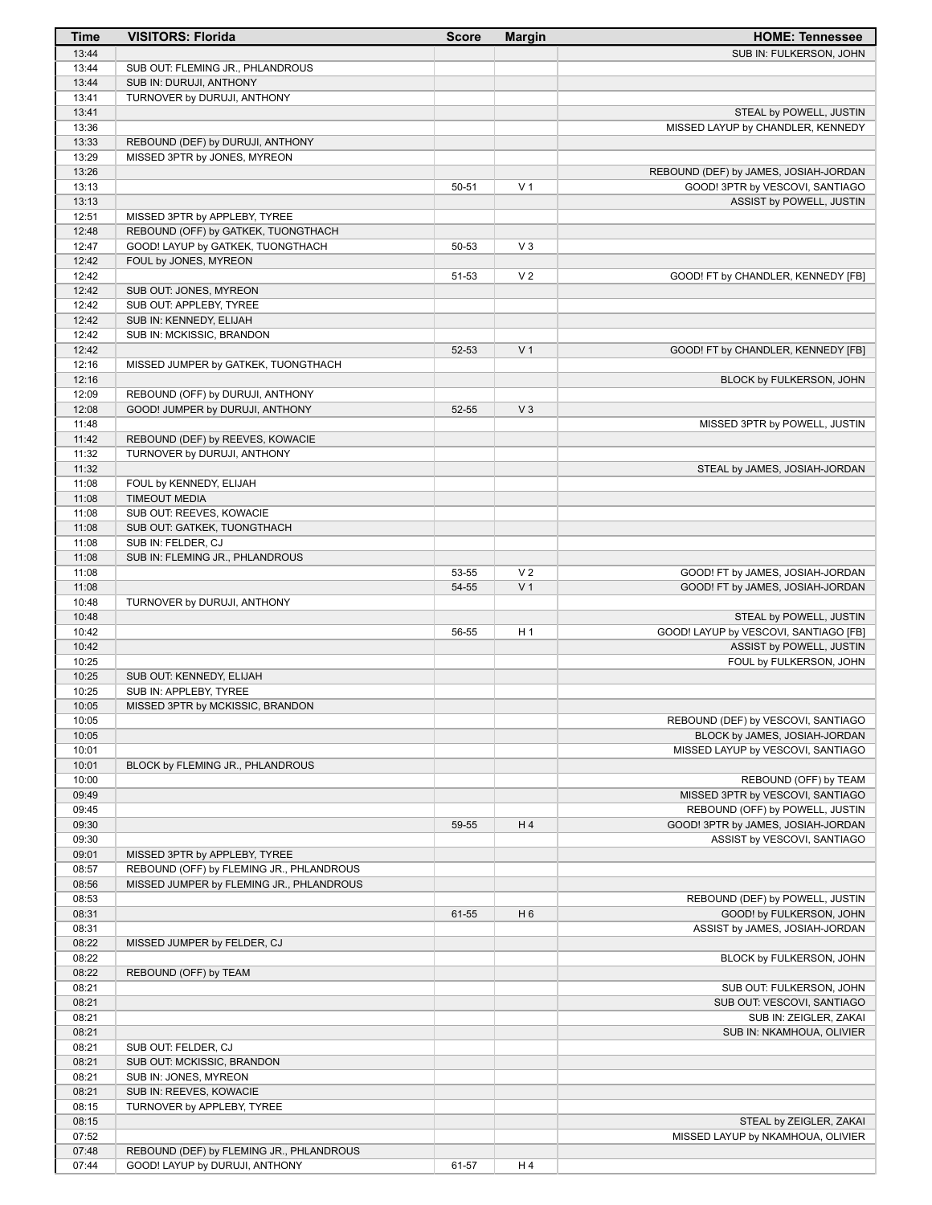| Time | VISITORS: Florida | Score | Margin | HOME: Tennessee |
|---|---|---|---|---|
| 13:44 | | | | SUB IN: FULKERSON, JOHN |
| 13:44 | SUB OUT: FLEMING JR., PHLANDROUS | | | |
| 13:44 | SUB IN: DURUJI, ANTHONY | | | |
| 13:41 | TURNOVER by DURUJI, ANTHONY | | | |
| 13:41 | | | | STEAL by POWELL, JUSTIN |
| 13:36 | | | | MISSED LAYUP by CHANDLER, KENNEDY |
| 13:33 | REBOUND (DEF) by DURUJI, ANTHONY | | | |
| 13:29 | MISSED 3PTR by JONES, MYREON | | | |
| 13:26 | | | | REBOUND (DEF) by JAMES, JOSIAH-JORDAN |
| 13:13 | | 50-51 | V 1 | GOOD! 3PTR by VESCOVI, SANTIAGO |
| 13:13 | | | | ASSIST by POWELL, JUSTIN |
| 12:51 | MISSED 3PTR by APPLEBY, TYREE | | | |
| 12:48 | REBOUND (OFF) by GATKEK, TUONGTHACH | | | |
| 12:47 | GOOD! LAYUP by GATKEK, TUONGTHACH | 50-53 | V 3 | |
| 12:42 | FOUL by JONES, MYREON | | | |
| 12:42 | | 51-53 | V 2 | GOOD! FT by CHANDLER, KENNEDY [FB] |
| 12:42 | SUB OUT: JONES, MYREON | | | |
| 12:42 | SUB OUT: APPLEBY, TYREE | | | |
| 12:42 | SUB IN: KENNEDY, ELIJAH | | | |
| 12:42 | SUB IN: MCKISSIC, BRANDON | | | |
| 12:42 | | 52-53 | V 1 | GOOD! FT by CHANDLER, KENNEDY [FB] |
| 12:16 | MISSED JUMPER by GATKEK, TUONGTHACH | | | |
| 12:16 | | | | BLOCK by FULKERSON, JOHN |
| 12:09 | REBOUND (OFF) by DURUJI, ANTHONY | | | |
| 12:08 | GOOD! JUMPER by DURUJI, ANTHONY | 52-55 | V 3 | |
| 11:48 | | | | MISSED 3PTR by POWELL, JUSTIN |
| 11:42 | REBOUND (DEF) by REEVES, KOWACIE | | | |
| 11:32 | TURNOVER by DURUJI, ANTHONY | | | |
| 11:32 | | | | STEAL by JAMES, JOSIAH-JORDAN |
| 11:08 | FOUL by KENNEDY, ELIJAH | | | |
| 11:08 | TIMEOUT MEDIA | | | |
| 11:08 | SUB OUT: REEVES, KOWACIE | | | |
| 11:08 | SUB OUT: GATKEK, TUONGTHACH | | | |
| 11:08 | SUB IN: FELDER, CJ | | | |
| 11:08 | SUB IN: FLEMING JR., PHLANDROUS | | | |
| 11:08 | | 53-55 | V 2 | GOOD! FT by JAMES, JOSIAH-JORDAN |
| 11:08 | | 54-55 | V 1 | GOOD! FT by JAMES, JOSIAH-JORDAN |
| 10:48 | TURNOVER by DURUJI, ANTHONY | | | |
| 10:48 | | | | STEAL by POWELL, JUSTIN |
| 10:42 | | 56-55 | H 1 | GOOD! LAYUP by VESCOVI, SANTIAGO [FB] |
| 10:42 | | | | ASSIST by POWELL, JUSTIN |
| 10:25 | | | | FOUL by FULKERSON, JOHN |
| 10:25 | SUB OUT: KENNEDY, ELIJAH | | | |
| 10:25 | SUB IN: APPLEBY, TYREE | | | |
| 10:05 | MISSED 3PTR by MCKISSIC, BRANDON | | | |
| 10:05 | | | | REBOUND (DEF) by VESCOVI, SANTIAGO |
| 10:05 | | | | BLOCK by JAMES, JOSIAH-JORDAN |
| 10:01 | | | | MISSED LAYUP by VESCOVI, SANTIAGO |
| 10:01 | BLOCK by FLEMING JR., PHLANDROUS | | | |
| 10:00 | | | | REBOUND (OFF) by TEAM |
| 09:49 | | | | MISSED 3PTR by VESCOVI, SANTIAGO |
| 09:45 | | | | REBOUND (OFF) by POWELL, JUSTIN |
| 09:30 | | 59-55 | H 4 | GOOD! 3PTR by JAMES, JOSIAH-JORDAN |
| 09:30 | | | | ASSIST by VESCOVI, SANTIAGO |
| 09:01 | MISSED 3PTR by APPLEBY, TYREE | | | |
| 08:57 | REBOUND (OFF) by FLEMING JR., PHLANDROUS | | | |
| 08:56 | MISSED JUMPER by FLEMING JR., PHLANDROUS | | | |
| 08:53 | | | | REBOUND (DEF) by POWELL, JUSTIN |
| 08:31 | | 61-55 | H 6 | GOOD! by FULKERSON, JOHN |
| 08:31 | | | | ASSIST by JAMES, JOSIAH-JORDAN |
| 08:22 | MISSED JUMPER by FELDER, CJ | | | |
| 08:22 | | | | BLOCK by FULKERSON, JOHN |
| 08:22 | REBOUND (OFF) by TEAM | | | |
| 08:21 | | | | SUB OUT: FULKERSON, JOHN |
| 08:21 | | | | SUB OUT: VESCOVI, SANTIAGO |
| 08:21 | | | | SUB IN: ZEIGLER, ZAKAI |
| 08:21 | | | | SUB IN: NKAMHOUA, OLIVIER |
| 08:21 | SUB OUT: FELDER, CJ | | | |
| 08:21 | SUB OUT: MCKISSIC, BRANDON | | | |
| 08:21 | SUB IN: JONES, MYREON | | | |
| 08:21 | SUB IN: REEVES, KOWACIE | | | |
| 08:15 | TURNOVER by APPLEBY, TYREE | | | |
| 08:15 | | | | STEAL by ZEIGLER, ZAKAI |
| 07:52 | | | | MISSED LAYUP by NKAMHOUA, OLIVIER |
| 07:48 | REBOUND (DEF) by FLEMING JR., PHLANDROUS | | | |
| 07:44 | GOOD! LAYUP by DURUJI, ANTHONY | 61-57 | H 4 | |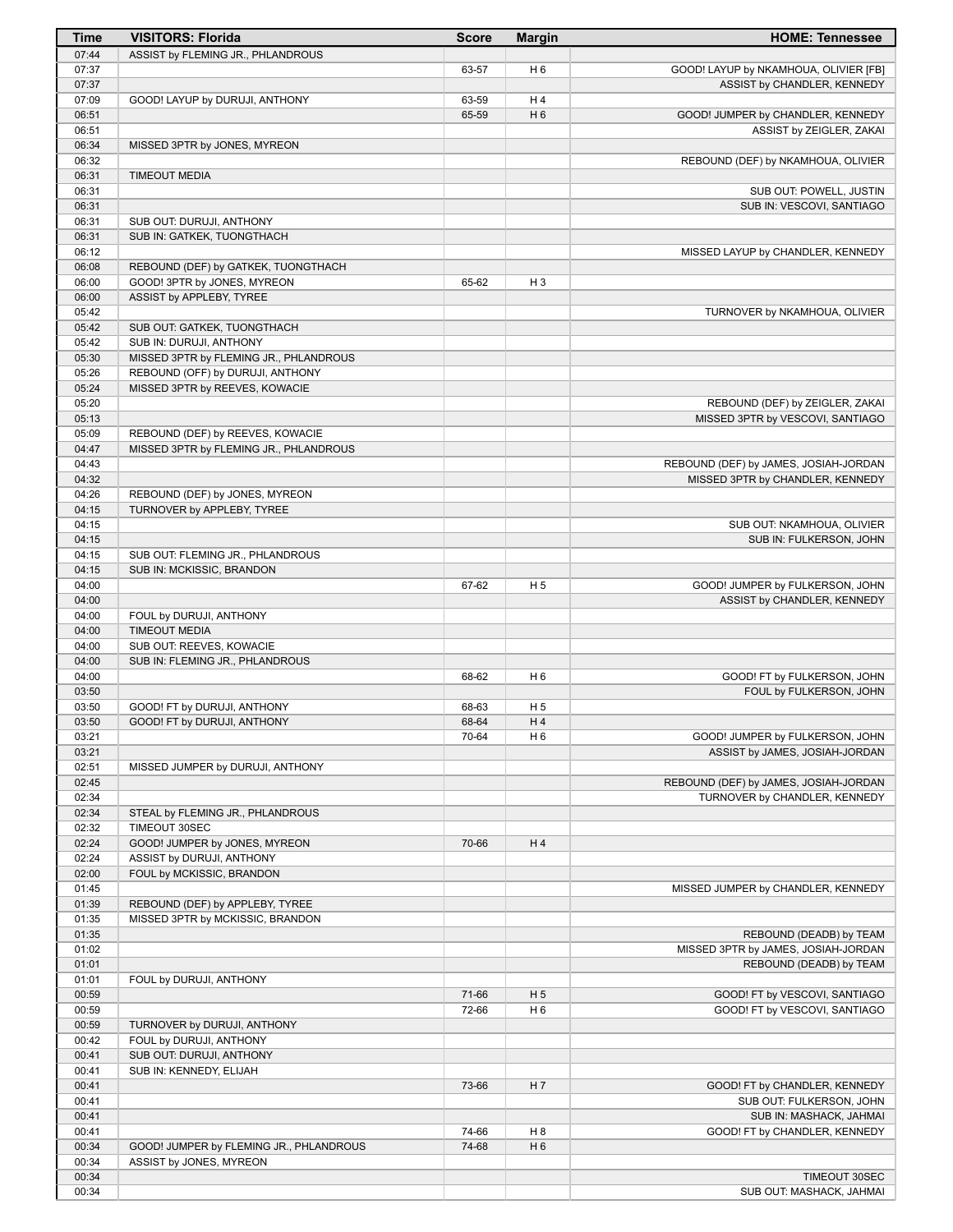| Time | VISITORS: Florida | Score | Margin | HOME: Tennessee |
|---|---|---|---|---|
| 07:44 | ASSIST by FLEMING JR., PHLANDROUS | | | |
| 07:37 | | 63-57 | H 6 | GOOD! LAYUP by NKAMHOUA, OLIVIER [FB] |
| 07:37 | | | | ASSIST by CHANDLER, KENNEDY |
| 07:09 | GOOD! LAYUP by DURUJI, ANTHONY | 63-59 | H 4 | |
| 06:51 | | 65-59 | H 6 | GOOD! JUMPER by CHANDLER, KENNEDY |
| 06:51 | | | | ASSIST by ZEIGLER, ZAKAI |
| 06:34 | MISSED 3PTR by JONES, MYREON | | | |
| 06:32 | | | | REBOUND (DEF) by NKAMHOUA, OLIVIER |
| 06:31 | TIMEOUT MEDIA | | | |
| 06:31 | | | | SUB OUT: POWELL, JUSTIN |
| 06:31 | | | | SUB IN: VESCOVI, SANTIAGO |
| 06:31 | SUB OUT: DURUJI, ANTHONY | | | |
| 06:31 | SUB IN: GATKEK, TUONGTHACH | | | |
| 06:12 | | | | MISSED LAYUP by CHANDLER, KENNEDY |
| 06:08 | REBOUND (DEF) by GATKEK, TUONGTHACH | | | |
| 06:00 | GOOD! 3PTR by JONES, MYREON | 65-62 | H 3 | |
| 06:00 | ASSIST by APPLEBY, TYREE | | | |
| 05:42 | | | | TURNOVER by NKAMHOUA, OLIVIER |
| 05:42 | SUB OUT: GATKEK, TUONGTHACH | | | |
| 05:42 | SUB IN: DURUJI, ANTHONY | | | |
| 05:30 | MISSED 3PTR by FLEMING JR., PHLANDROUS | | | |
| 05:26 | REBOUND (OFF) by DURUJI, ANTHONY | | | |
| 05:24 | MISSED 3PTR by REEVES, KOWACIE | | | |
| 05:20 | | | | REBOUND (DEF) by ZEIGLER, ZAKAI |
| 05:13 | | | | MISSED 3PTR by VESCOVI, SANTIAGO |
| 05:09 | REBOUND (DEF) by REEVES, KOWACIE | | | |
| 04:47 | MISSED 3PTR by FLEMING JR., PHLANDROUS | | | |
| 04:43 | | | | REBOUND (DEF) by JAMES, JOSIAH-JORDAN |
| 04:32 | | | | MISSED 3PTR by CHANDLER, KENNEDY |
| 04:26 | REBOUND (DEF) by JONES, MYREON | | | |
| 04:15 | TURNOVER by APPLEBY, TYREE | | | |
| 04:15 | | | | SUB OUT: NKAMHOUA, OLIVIER |
| 04:15 | | | | SUB IN: FULKERSON, JOHN |
| 04:15 | SUB OUT: FLEMING JR., PHLANDROUS | | | |
| 04:15 | SUB IN: MCKISSIC, BRANDON | | | |
| 04:00 | | 67-62 | H 5 | GOOD! JUMPER by FULKERSON, JOHN |
| 04:00 | | | | ASSIST by CHANDLER, KENNEDY |
| 04:00 | FOUL by DURUJI, ANTHONY | | | |
| 04:00 | TIMEOUT MEDIA | | | |
| 04:00 | SUB OUT: REEVES, KOWACIE | | | |
| 04:00 | SUB IN: FLEMING JR., PHLANDROUS | | | |
| 04:00 | | 68-62 | H 6 | GOOD! FT by FULKERSON, JOHN |
| 03:50 | | | | FOUL by FULKERSON, JOHN |
| 03:50 | GOOD! FT by DURUJI, ANTHONY | 68-63 | H 5 | |
| 03:50 | GOOD! FT by DURUJI, ANTHONY | 68-64 | H 4 | |
| 03:21 | | 70-64 | H 6 | GOOD! JUMPER by FULKERSON, JOHN |
| 03:21 | | | | ASSIST by JAMES, JOSIAH-JORDAN |
| 02:51 | MISSED JUMPER by DURUJI, ANTHONY | | | |
| 02:45 | | | | REBOUND (DEF) by JAMES, JOSIAH-JORDAN |
| 02:34 | | | | TURNOVER by CHANDLER, KENNEDY |
| 02:34 | STEAL by FLEMING JR., PHLANDROUS | | | |
| 02:32 | TIMEOUT 30SEC | | | |
| 02:24 | GOOD! JUMPER by JONES, MYREON | 70-66 | H 4 | |
| 02:24 | ASSIST by DURUJI, ANTHONY | | | |
| 02:00 | FOUL by MCKISSIC, BRANDON | | | |
| 01:45 | | | | MISSED JUMPER by CHANDLER, KENNEDY |
| 01:39 | REBOUND (DEF) by APPLEBY, TYREE | | | |
| 01:35 | MISSED 3PTR by MCKISSIC, BRANDON | | | |
| 01:35 | | | | REBOUND (DEADB) by TEAM |
| 01:02 | | | | MISSED 3PTR by JAMES, JOSIAH-JORDAN |
| 01:01 | | | | REBOUND (DEADB) by TEAM |
| 01:01 | FOUL by DURUJI, ANTHONY | | | |
| 00:59 | | 71-66 | H 5 | GOOD! FT by VESCOVI, SANTIAGO |
| 00:59 | | 72-66 | H 6 | GOOD! FT by VESCOVI, SANTIAGO |
| 00:59 | TURNOVER by DURUJI, ANTHONY | | | |
| 00:42 | FOUL by DURUJI, ANTHONY | | | |
| 00:41 | SUB OUT: DURUJI, ANTHONY | | | |
| 00:41 | SUB IN: KENNEDY, ELIJAH | | | |
| 00:41 | | 73-66 | H 7 | GOOD! FT by CHANDLER, KENNEDY |
| 00:41 | | | | SUB OUT: FULKERSON, JOHN |
| 00:41 | | | | SUB IN: MASHACK, JAHMAI |
| 00:41 | | 74-66 | H 8 | GOOD! FT by CHANDLER, KENNEDY |
| 00:34 | GOOD! JUMPER by FLEMING JR., PHLANDROUS | 74-68 | H 6 | |
| 00:34 | ASSIST by JONES, MYREON | | | |
| 00:34 | | | | TIMEOUT 30SEC |
| 00:34 | | | | SUB OUT: MASHACK, JAHMAI |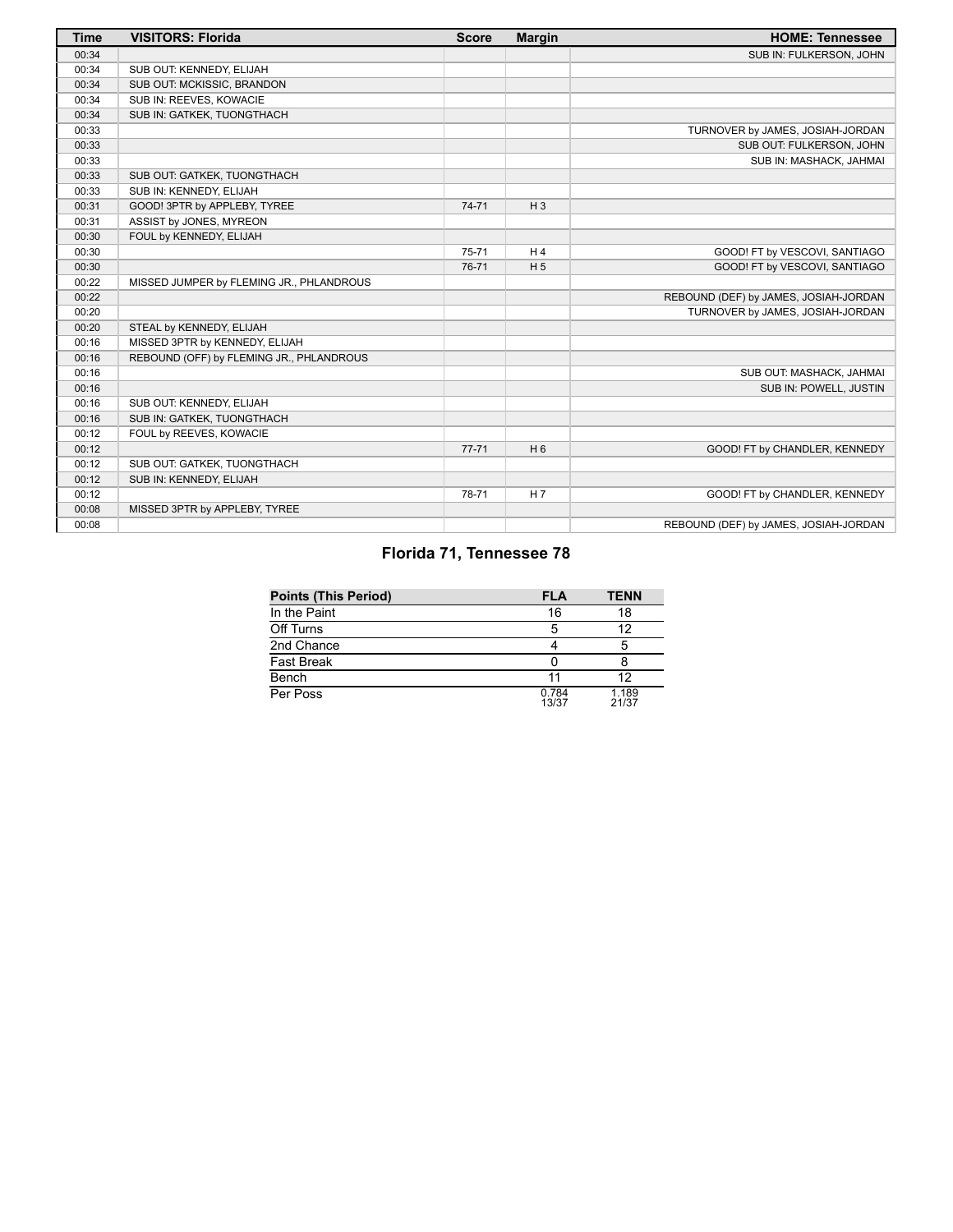| Time | VISITORS: Florida | Score | Margin | HOME: Tennessee |
| --- | --- | --- | --- | --- |
| 00:34 | | | | SUB IN: FULKERSON, JOHN |
| 00:34 | SUB OUT: KENNEDY, ELIJAH | | | |
| 00:34 | SUB OUT: MCKISSIC, BRANDON | | | |
| 00:34 | SUB IN: REEVES, KOWACIE | | | |
| 00:34 | SUB IN: GATKEK, TUONGTHACH | | | |
| 00:33 | | | | TURNOVER by JAMES, JOSIAH-JORDAN |
| 00:33 | | | | SUB OUT: FULKERSON, JOHN |
| 00:33 | | | | SUB IN: MASHACK, JAHMAI |
| 00:33 | SUB OUT: GATKEK, TUONGTHACH | | | |
| 00:33 | SUB IN: KENNEDY, ELIJAH | | | |
| 00:31 | GOOD! 3PTR by APPLEBY, TYREE | 74-71 | H 3 | |
| 00:31 | ASSIST by JONES, MYREON | | | |
| 00:30 | FOUL by KENNEDY, ELIJAH | | | |
| 00:30 | | 75-71 | H 4 | GOOD! FT by VESCOVI, SANTIAGO |
| 00:30 | | 76-71 | H 5 | GOOD! FT by VESCOVI, SANTIAGO |
| 00:22 | MISSED JUMPER by FLEMING JR., PHLANDROUS | | | |
| 00:22 | | | | REBOUND (DEF) by JAMES, JOSIAH-JORDAN |
| 00:20 | | | | TURNOVER by JAMES, JOSIAH-JORDAN |
| 00:20 | STEAL by KENNEDY, ELIJAH | | | |
| 00:16 | MISSED 3PTR by KENNEDY, ELIJAH | | | |
| 00:16 | REBOUND (OFF) by FLEMING JR., PHLANDROUS | | | |
| 00:16 | | | | SUB OUT: MASHACK, JAHMAI |
| 00:16 | | | | SUB IN: POWELL, JUSTIN |
| 00:16 | SUB OUT: KENNEDY, ELIJAH | | | |
| 00:16 | SUB IN: GATKEK, TUONGTHACH | | | |
| 00:12 | FOUL by REEVES, KOWACIE | | | |
| 00:12 | | 77-71 | H 6 | GOOD! FT by CHANDLER, KENNEDY |
| 00:12 | SUB OUT: GATKEK, TUONGTHACH | | | |
| 00:12 | SUB IN: KENNEDY, ELIJAH | | | |
| 00:12 | | 78-71 | H 7 | GOOD! FT by CHANDLER, KENNEDY |
| 00:08 | MISSED 3PTR by APPLEBY, TYREE | | | |
| 00:08 | | | | REBOUND (DEF) by JAMES, JOSIAH-JORDAN |

## Florida 71, Tennessee 78

| Points (This Period) | FLA | TENN |
| --- | --- | --- |
| In the Paint | 16 | 18 |
| Off Turns | 5 | 12 |
| 2nd Chance | 4 | 5 |
| Fast Break | 0 | 8 |
| Bench | 11 | 12 |
| Per Poss | 0.784 13/37 | 1.189 21/37 |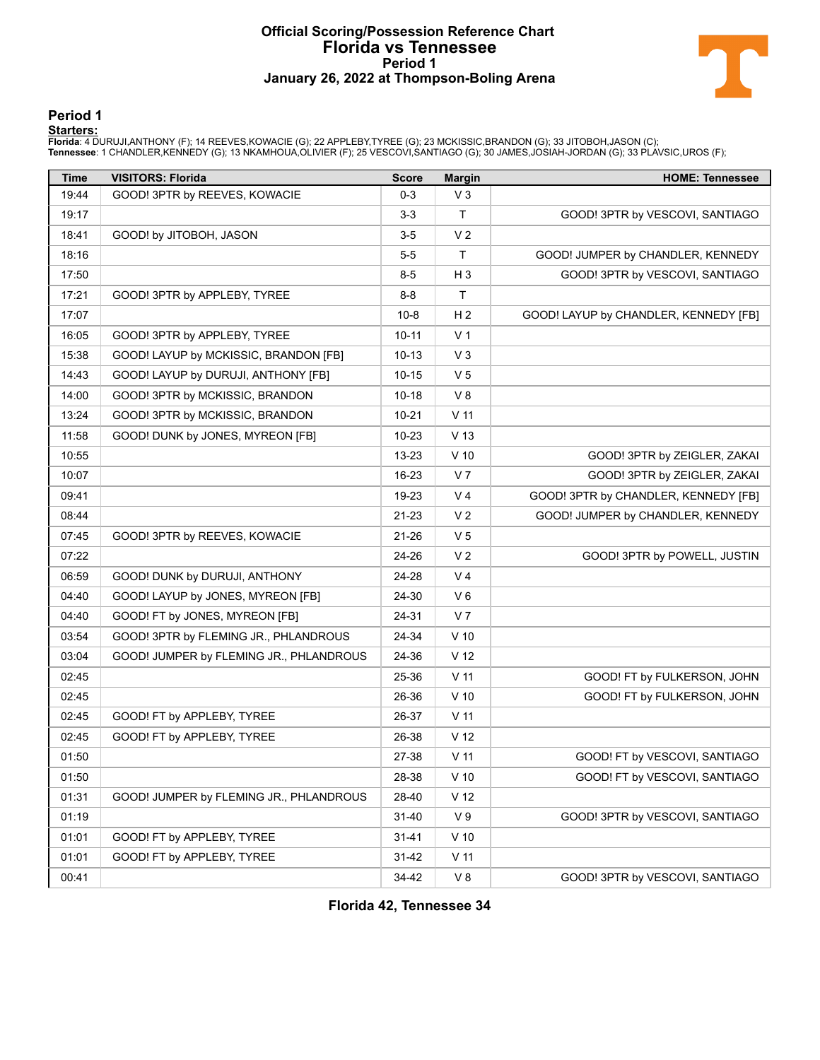# Official Scoring/Possession Reference Chart
## Florida vs Tennessee
### Period 1
### January 26, 2022 at Thompson-Boling Arena

## Period 1

**Starters:**

**Florida**: 4 DURUJI,ANTHONY (F); 14 REEVES,KOWACIE (G); 22 APPLEBY,TYREE (G); 23 MCKISSIC,BRANDON (G); 33 JITOBOH,JASON (C);
**Tennessee**: 1 CHANDLER,KENNEDY (G); 13 NKAMHOUA,OLIVIER (F); 25 VESCOVI,SANTIAGO (G); 30 JAMES,JOSIAH-JORDAN (G); 33 PLAVSIC,UROS (F);

| Time | VISITORS: Florida | Score | Margin | HOME: Tennessee |
|---|---|---|---|---|
| 19:44 | GOOD! 3PTR by REEVES, KOWACIE | 0-3 | V 3 | |
| 19:17 | | 3-3 | T | GOOD! 3PTR by VESCOVI, SANTIAGO |
| 18:41 | GOOD! by JITOBOH, JASON | 3-5 | V 2 | |
| 18:16 | | 5-5 | T | GOOD! JUMPER by CHANDLER, KENNEDY |
| 17:50 | | 8-5 | H 3 | GOOD! 3PTR by VESCOVI, SANTIAGO |
| 17:21 | GOOD! 3PTR by APPLEBY, TYREE | 8-8 | T | |
| 17:07 | | 10-8 | H 2 | GOOD! LAYUP by CHANDLER, KENNEDY [FB] |
| 16:05 | GOOD! 3PTR by APPLEBY, TYREE | 10-11 | V 1 | |
| 15:38 | GOOD! LAYUP by MCKISSIC, BRANDON [FB] | 10-13 | V 3 | |
| 14:43 | GOOD! LAYUP by DURUJI, ANTHONY [FB] | 10-15 | V 5 | |
| 14:00 | GOOD! 3PTR by MCKISSIC, BRANDON | 10-18 | V 8 | |
| 13:24 | GOOD! 3PTR by MCKISSIC, BRANDON | 10-21 | V 11 | |
| 11:58 | GOOD! DUNK by JONES, MYREON [FB] | 10-23 | V 13 | |
| 10:55 | | 13-23 | V 10 | GOOD! 3PTR by ZEIGLER, ZAKAI |
| 10:07 | | 16-23 | V 7 | GOOD! 3PTR by ZEIGLER, ZAKAI |
| 09:41 | | 19-23 | V 4 | GOOD! 3PTR by CHANDLER, KENNEDY [FB] |
| 08:44 | | 21-23 | V 2 | GOOD! JUMPER by CHANDLER, KENNEDY |
| 07:45 | GOOD! 3PTR by REEVES, KOWACIE | 21-26 | V 5 | |
| 07:22 | | 24-26 | V 2 | GOOD! 3PTR by POWELL, JUSTIN |
| 06:59 | GOOD! DUNK by DURUJI, ANTHONY | 24-28 | V 4 | |
| 04:40 | GOOD! LAYUP by JONES, MYREON [FB] | 24-30 | V 6 | |
| 04:40 | GOOD! FT by JONES, MYREON [FB] | 24-31 | V 7 | |
| 03:54 | GOOD! 3PTR by FLEMING JR., PHLANDROUS | 24-34 | V 10 | |
| 03:04 | GOOD! JUMPER by FLEMING JR., PHLANDROUS | 24-36 | V 12 | |
| 02:45 | | 25-36 | V 11 | GOOD! FT by FULKERSON, JOHN |
| 02:45 | | 26-36 | V 10 | GOOD! FT by FULKERSON, JOHN |
| 02:45 | GOOD! FT by APPLEBY, TYREE | 26-37 | V 11 | |
| 02:45 | GOOD! FT by APPLEBY, TYREE | 26-38 | V 12 | |
| 01:50 | | 27-38 | V 11 | GOOD! FT by VESCOVI, SANTIAGO |
| 01:50 | | 28-38 | V 10 | GOOD! FT by VESCOVI, SANTIAGO |
| 01:31 | GOOD! JUMPER by FLEMING JR., PHLANDROUS | 28-40 | V 12 | |
| 01:19 | | 31-40 | V 9 | GOOD! 3PTR by VESCOVI, SANTIAGO |
| 01:01 | GOOD! FT by APPLEBY, TYREE | 31-41 | V 10 | |
| 01:01 | GOOD! FT by APPLEBY, TYREE | 31-42 | V 11 | |
| 00:41 | | 34-42 | V 8 | GOOD! 3PTR by VESCOVI, SANTIAGO |

**Florida 42, Tennessee 34**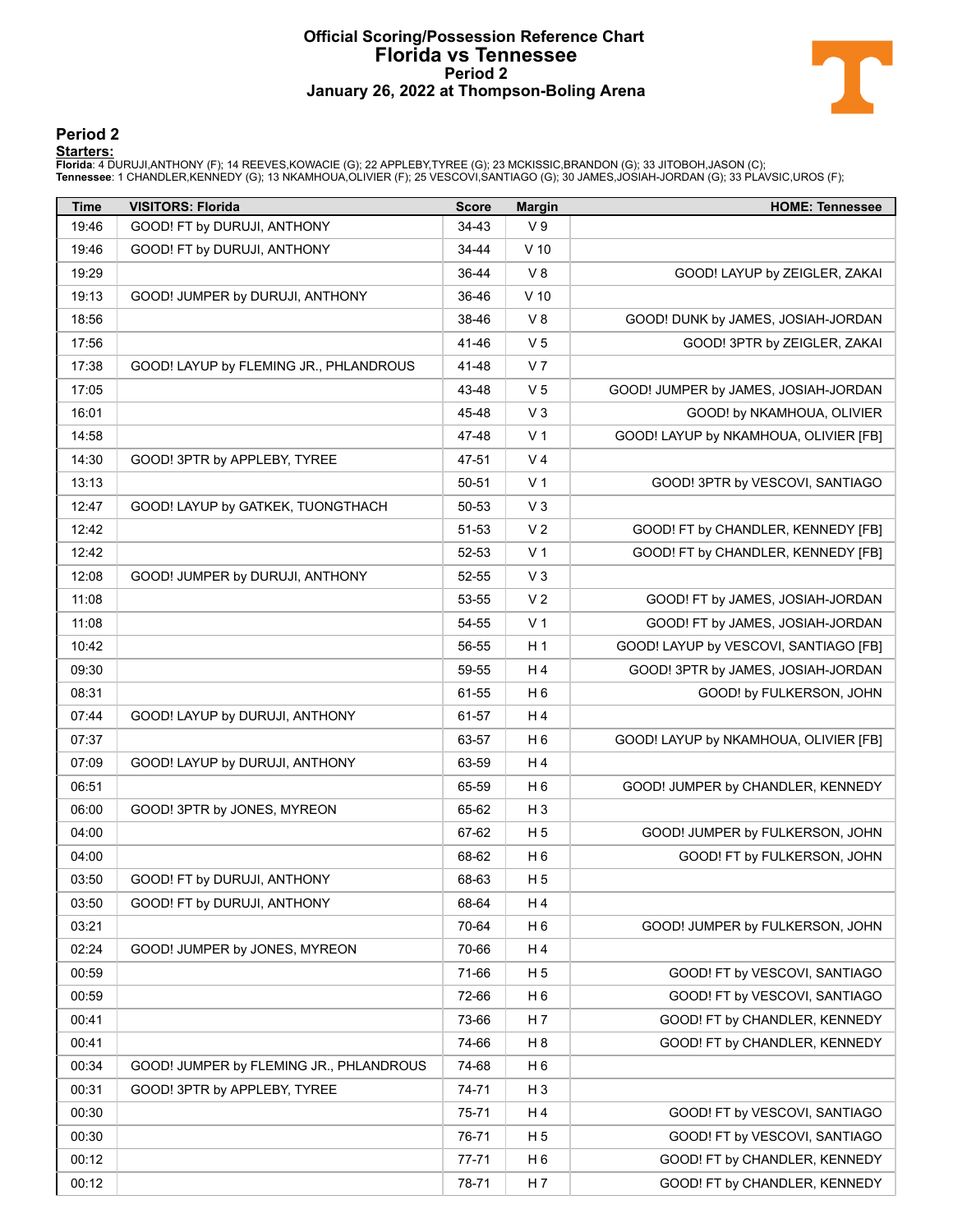# Official Scoring/Possession Reference Chart
## Florida vs Tennessee
### Period 2
### January 26, 2022 at Thompson-Boling Arena

## Period 2

**Starters:**

**Florida**: 4 DURUJI,ANTHONY (F); 14 REEVES,KOWACIE (G); 22 APPLEBY,TYREE (G); 23 MCKISSIC,BRANDON (G); 33 JITOBOH,JASON (C);
**Tennessee**: 1 CHANDLER,KENNEDY (G); 13 NKAMHOUA,OLIVIER (F); 25 VESCOVI,SANTIAGO (G); 30 JAMES,JOSIAH-JORDAN (G); 33 PLAVSIC,UROS (F);

| Time | VISITORS: Florida | Score | Margin | HOME: Tennessee |
|---|---|---|---|---|
| 19:46 | GOOD! FT by DURUJI, ANTHONY | 34-43 | V 9 | |
| 19:46 | GOOD! FT by DURUJI, ANTHONY | 34-44 | V 10 | |
| 19:29 | | 36-44 | V 8 | GOOD! LAYUP by ZEIGLER, ZAKAI |
| 19:13 | GOOD! JUMPER by DURUJI, ANTHONY | 36-46 | V 10 | |
| 18:56 | | 38-46 | V 8 | GOOD! DUNK by JAMES, JOSIAH-JORDAN |
| 17:56 | | 41-46 | V 5 | GOOD! 3PTR by ZEIGLER, ZAKAI |
| 17:38 | GOOD! LAYUP by FLEMING JR., PHLANDROUS | 41-48 | V 7 | |
| 17:05 | | 43-48 | V 5 | GOOD! JUMPER by JAMES, JOSIAH-JORDAN |
| 16:01 | | 45-48 | V 3 | GOOD! by NKAMHOUA, OLIVIER |
| 14:58 | | 47-48 | V 1 | GOOD! LAYUP by NKAMHOUA, OLIVIER [FB] |
| 14:30 | GOOD! 3PTR by APPLEBY, TYREE | 47-51 | V 4 | |
| 13:13 | | 50-51 | V 1 | GOOD! 3PTR by VESCOVI, SANTIAGO |
| 12:47 | GOOD! LAYUP by GATKEK, TUONGTHACH | 50-53 | V 3 | |
| 12:42 | | 51-53 | V 2 | GOOD! FT by CHANDLER, KENNEDY [FB] |
| 12:42 | | 52-53 | V 1 | GOOD! FT by CHANDLER, KENNEDY [FB] |
| 12:08 | GOOD! JUMPER by DURUJI, ANTHONY | 52-55 | V 3 | |
| 11:08 | | 53-55 | V 2 | GOOD! FT by JAMES, JOSIAH-JORDAN |
| 11:08 | | 54-55 | V 1 | GOOD! FT by JAMES, JOSIAH-JORDAN |
| 10:42 | | 56-55 | H 1 | GOOD! LAYUP by VESCOVI, SANTIAGO [FB] |
| 09:30 | | 59-55 | H 4 | GOOD! 3PTR by JAMES, JOSIAH-JORDAN |
| 08:31 | | 61-55 | H 6 | GOOD! by FULKERSON, JOHN |
| 07:44 | GOOD! LAYUP by DURUJI, ANTHONY | 61-57 | H 4 | |
| 07:37 | | 63-57 | H 6 | GOOD! LAYUP by NKAMHOUA, OLIVIER [FB] |
| 07:09 | GOOD! LAYUP by DURUJI, ANTHONY | 63-59 | H 4 | |
| 06:51 | | 65-59 | H 6 | GOOD! JUMPER by CHANDLER, KENNEDY |
| 06:00 | GOOD! 3PTR by JONES, MYREON | 65-62 | H 3 | |
| 04:00 | | 67-62 | H 5 | GOOD! JUMPER by FULKERSON, JOHN |
| 04:00 | | 68-62 | H 6 | GOOD! FT by FULKERSON, JOHN |
| 03:50 | GOOD! FT by DURUJI, ANTHONY | 68-63 | H 5 | |
| 03:50 | GOOD! FT by DURUJI, ANTHONY | 68-64 | H 4 | |
| 03:21 | | 70-64 | H 6 | GOOD! JUMPER by FULKERSON, JOHN |
| 02:24 | GOOD! JUMPER by JONES, MYREON | 70-66 | H 4 | |
| 00:59 | | 71-66 | H 5 | GOOD! FT by VESCOVI, SANTIAGO |
| 00:59 | | 72-66 | H 6 | GOOD! FT by VESCOVI, SANTIAGO |
| 00:41 | | 73-66 | H 7 | GOOD! FT by CHANDLER, KENNEDY |
| 00:41 | | 74-66 | H 8 | GOOD! FT by CHANDLER, KENNEDY |
| 00:34 | GOOD! JUMPER by FLEMING JR., PHLANDROUS | 74-68 | H 6 | |
| 00:31 | GOOD! 3PTR by APPLEBY, TYREE | 74-71 | H 3 | |
| 00:30 | | 75-71 | H 4 | GOOD! FT by VESCOVI, SANTIAGO |
| 00:30 | | 76-71 | H 5 | GOOD! FT by VESCOVI, SANTIAGO |
| 00:12 | | 77-71 | H 6 | GOOD! FT by CHANDLER, KENNEDY |
| 00:12 | | 78-71 | H 7 | GOOD! FT by CHANDLER, KENNEDY |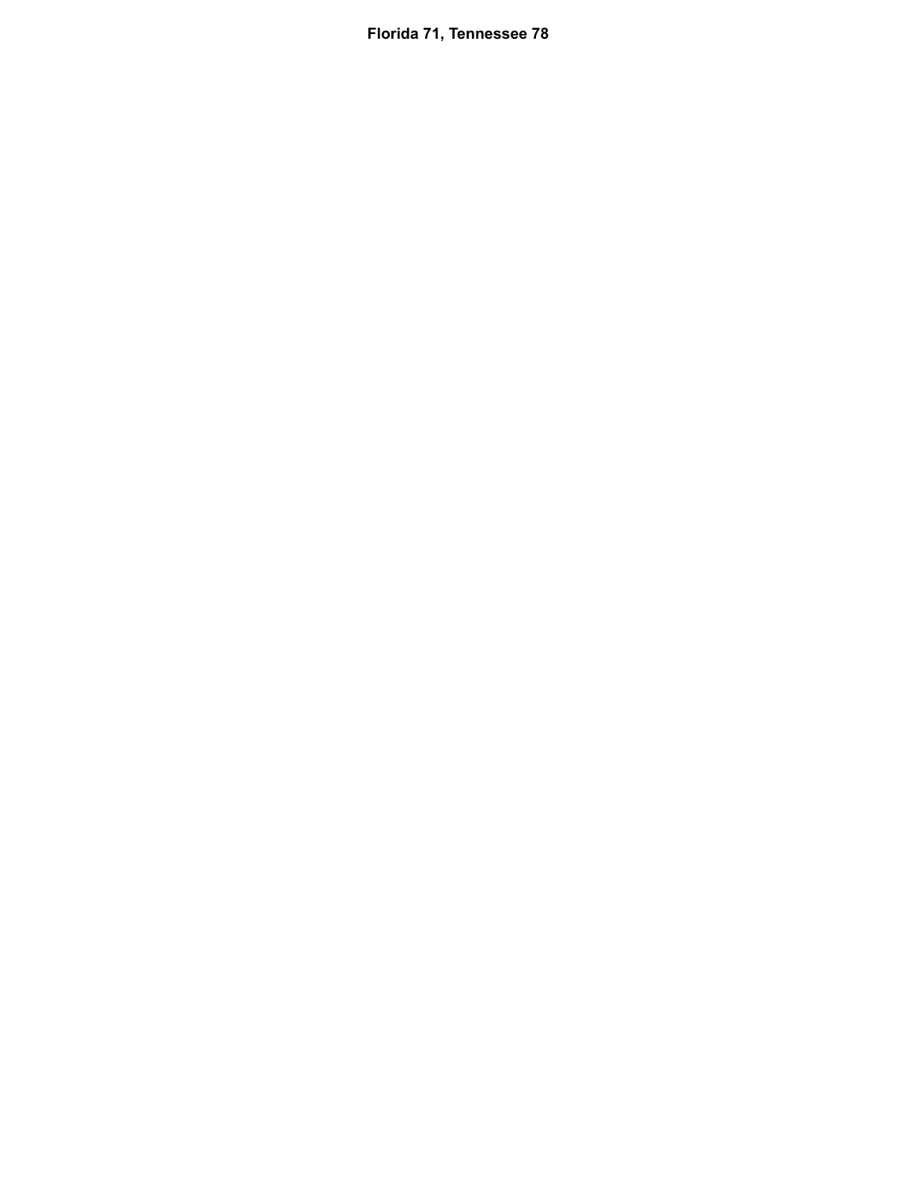**Florida 71, Tennessee 78**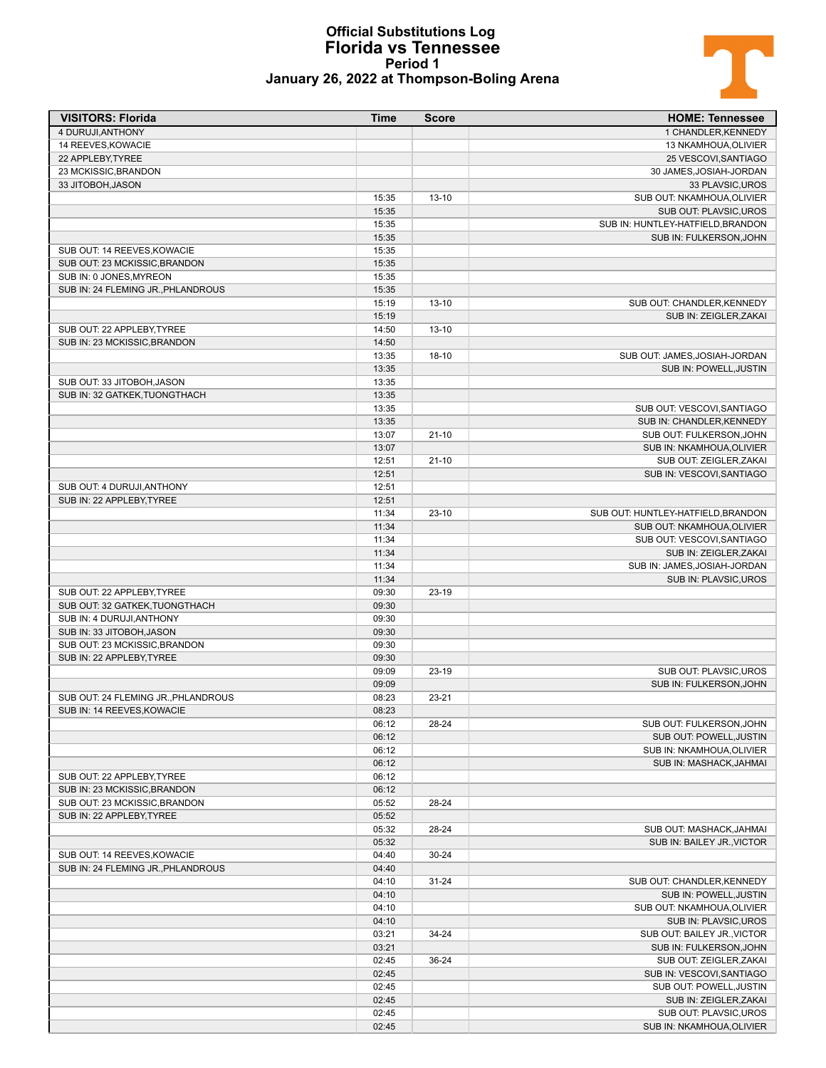# Official Substitutions Log
## Florida vs Tennessee
### Period 1
### January 26, 2022 at Thompson-Boling Arena

| VISITORS: Florida | Time | Score | HOME: Tennessee |
|---|---|---|---|
| 4 DURUJI,ANTHONY | | | 1 CHANDLER,KENNEDY |
| 14 REEVES,KOWACIE | | | 13 NKAMHOUA,OLIVIER |
| 22 APPLEBY,TYREE | | | 25 VESCOVI,SANTIAGO |
| 23 MCKISSIC,BRANDON | | | 30 JAMES,JOSIAH-JORDAN |
| 33 JITOBOH,JASON | | | 33 PLAVSIC,UROS |
| | 15:35 | 13-10 | SUB OUT: NKAMHOUA,OLIVIER |
| | 15:35 | | SUB OUT: PLAVSIC,UROS |
| | 15:35 | | SUB IN: HUNTLEY-HATFIELD,BRANDON |
| | 15:35 | | SUB IN: FULKERSON,JOHN |
| SUB OUT: 14 REEVES,KOWACIE | 15:35 | | |
| SUB OUT: 23 MCKISSIC,BRANDON | 15:35 | | |
| SUB IN: 0 JONES,MYREON | 15:35 | | |
| SUB IN: 24 FLEMING JR.,PHLANDROUS | 15:35 | | |
| | 15:19 | 13-10 | SUB OUT: CHANDLER,KENNEDY |
| | 15:19 | | SUB IN: ZEIGLER,ZAKAI |
| SUB OUT: 22 APPLEBY,TYREE | 14:50 | 13-10 | |
| SUB IN: 23 MCKISSIC,BRANDON | 14:50 | | |
| | 13:35 | 18-10 | SUB OUT: JAMES,JOSIAH-JORDAN |
| | 13:35 | | SUB IN: POWELL,JUSTIN |
| SUB OUT: 33 JITOBOH,JASON | 13:35 | | |
| SUB IN: 32 GATKEK,TUONGTHACH | 13:35 | | |
| | 13:35 | | SUB OUT: VESCOVI,SANTIAGO |
| | 13:35 | | SUB IN: CHANDLER,KENNEDY |
| | 13:07 | 21-10 | SUB OUT: FULKERSON,JOHN |
| | 13:07 | | SUB IN: NKAMHOUA,OLIVIER |
| | 12:51 | 21-10 | SUB OUT: ZEIGLER,ZAKAI |
| | 12:51 | | SUB IN: VESCOVI,SANTIAGO |
| SUB OUT: 4 DURUJI,ANTHONY | 12:51 | | |
| SUB IN: 22 APPLEBY,TYREE | 12:51 | | |
| | 11:34 | 23-10 | SUB OUT: HUNTLEY-HATFIELD,BRANDON |
| | 11:34 | | SUB OUT: NKAMHOUA,OLIVIER |
| | 11:34 | | SUB OUT: VESCOVI,SANTIAGO |
| | 11:34 | | SUB IN: ZEIGLER,ZAKAI |
| | 11:34 | | SUB IN: JAMES,JOSIAH-JORDAN |
| | 11:34 | | SUB IN: PLAVSIC,UROS |
| SUB OUT: 22 APPLEBY,TYREE | 09:30 | 23-19 | |
| SUB OUT: 32 GATKEK,TUONGTHACH | 09:30 | | |
| SUB IN: 4 DURUJI,ANTHONY | 09:30 | | |
| SUB IN: 33 JITOBOH,JASON | 09:30 | | |
| SUB OUT: 23 MCKISSIC,BRANDON | 09:30 | | |
| SUB IN: 22 APPLEBY,TYREE | 09:30 | | |
| | 09:09 | 23-19 | SUB OUT: PLAVSIC,UROS |
| | 09:09 | | SUB IN: FULKERSON,JOHN |
| SUB OUT: 24 FLEMING JR.,PHLANDROUS | 08:23 | 23-21 | |
| SUB IN: 14 REEVES,KOWACIE | 08:23 | | |
| | 06:12 | 28-24 | SUB OUT: FULKERSON,JOHN |
| | 06:12 | | SUB OUT: POWELL,JUSTIN |
| | 06:12 | | SUB IN: NKAMHOUA,OLIVIER |
| | 06:12 | | SUB IN: MASHACK,JAHMAI |
| SUB OUT: 22 APPLEBY,TYREE | 06:12 | | |
| SUB IN: 23 MCKISSIC,BRANDON | 06:12 | | |
| SUB OUT: 23 MCKISSIC,BRANDON | 05:52 | 28-24 | |
| SUB IN: 22 APPLEBY,TYREE | 05:52 | | |
| | 05:32 | 28-24 | SUB OUT: MASHACK,JAHMAI |
| | 05:32 | | SUB IN: BAILEY JR.,VICTOR |
| SUB OUT: 14 REEVES,KOWACIE | 04:40 | 30-24 | |
| SUB IN: 24 FLEMING JR.,PHLANDROUS | 04:40 | | |
| | 04:10 | 31-24 | SUB OUT: CHANDLER,KENNEDY |
| | 04:10 | | SUB IN: POWELL,JUSTIN |
| | 04:10 | | SUB OUT: NKAMHOUA,OLIVIER |
| | 04:10 | | SUB IN: PLAVSIC,UROS |
| | 03:21 | 34-24 | SUB OUT: BAILEY JR.,VICTOR |
| | 03:21 | | SUB IN: FULKERSON,JOHN |
| | 02:45 | 36-24 | SUB OUT: ZEIGLER,ZAKAI |
| | 02:45 | | SUB IN: VESCOVI,SANTIAGO |
| | 02:45 | | SUB OUT: POWELL,JUSTIN |
| | 02:45 | | SUB IN: ZEIGLER,ZAKAI |
| | 02:45 | | SUB OUT: PLAVSIC,UROS |
| | 02:45 | | SUB IN: NKAMHOUA,OLIVIER |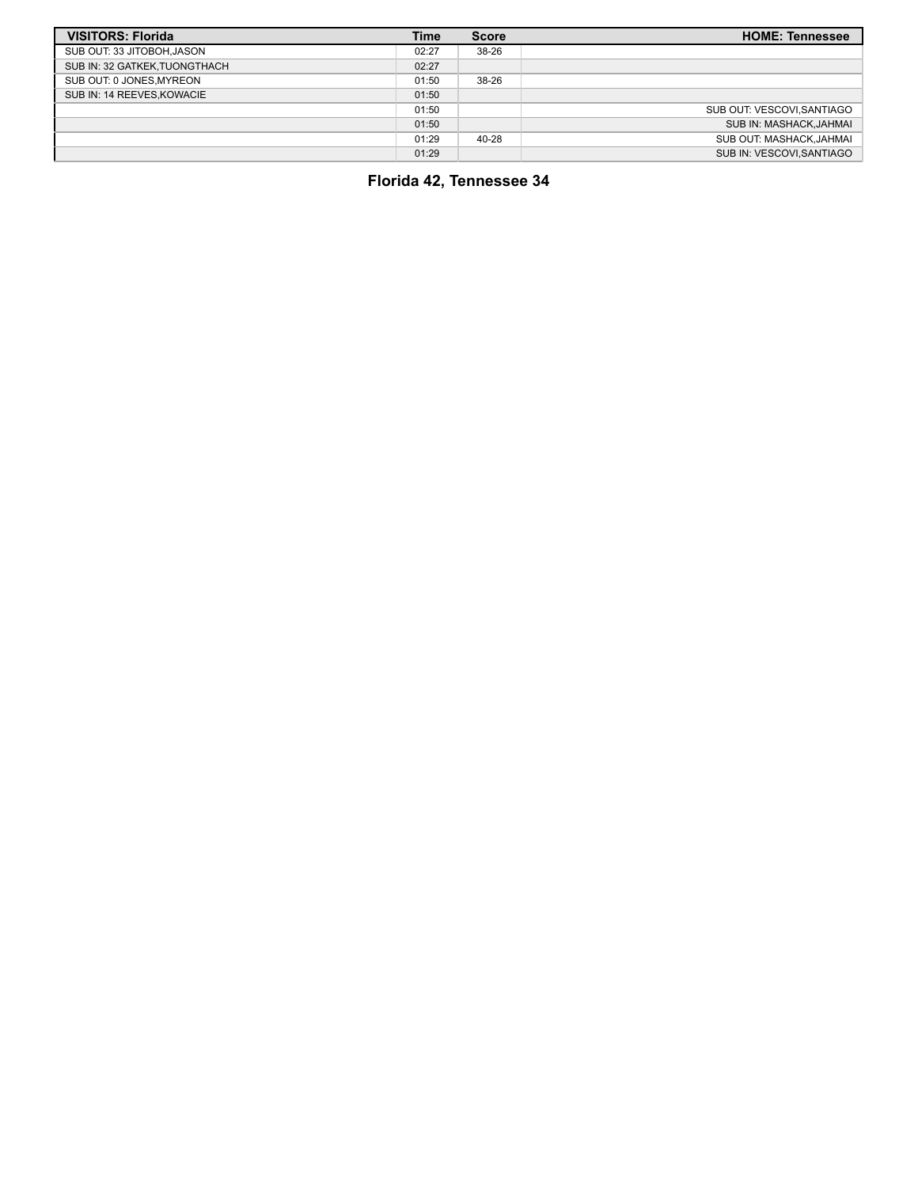| VISITORS: Florida | Time | Score | HOME: Tennessee |
|---|---|---|---|
| SUB OUT: 33 JITOBOH,JASON | 02:27 | 38-26 | |
| SUB IN: 32 GATKEK,TUONGTHACH | 02:27 | | |
| SUB OUT: 0 JONES,MYREON | 01:50 | 38-26 | |
| SUB IN: 14 REEVES,KOWACIE | 01:50 | | |
| | 01:50 | | SUB OUT: VESCOVI,SANTIAGO |
| | 01:50 | | SUB IN: MASHACK,JAHMAI |
| | 01:29 | 40-28 | SUB OUT: MASHACK,JAHMAI |
| | 01:29 | | SUB IN: VESCOVI,SANTIAGO |

**Florida 42, Tennessee 34**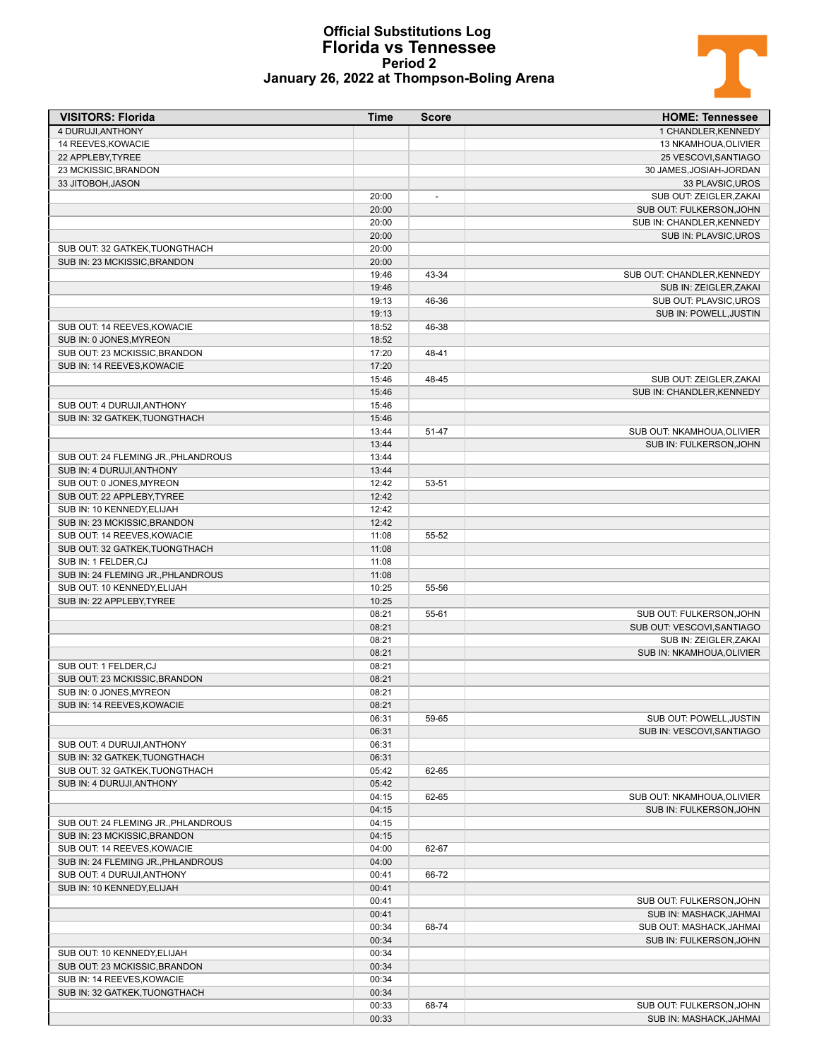# Official Substitutions Log
# Florida vs Tennessee
## Period 2
## January 26, 2022 at Thompson-Boling Arena

| VISITORS: Florida | Time | Score | HOME: Tennessee |
|---|---|---|---|
| 4 DURUJI,ANTHONY | | | 1 CHANDLER,KENNEDY |
| 14 REEVES,KOWACIE | | | 13 NKAMHOUA,OLIVIER |
| 22 APPLEBY,TYREE | | | 25 VESCOVI,SANTIAGO |
| 23 MCKISSIC,BRANDON | | | 30 JAMES,JOSIAH-JORDAN |
| 33 JITOBOH,JASON | | | 33 PLAVSIC,UROS |
| | 20:00 | - | SUB OUT: ZEIGLER,ZAKAI |
| | 20:00 | | SUB OUT: FULKERSON,JOHN |
| | 20:00 | | SUB IN: CHANDLER,KENNEDY |
| | 20:00 | | SUB IN: PLAVSIC,UROS |
| SUB OUT: 32 GATKEK,TUONGTHACH | 20:00 | | |
| SUB IN: 23 MCKISSIC,BRANDON | 20:00 | | |
| | 19:46 | 43-34 | SUB OUT: CHANDLER,KENNEDY |
| | 19:46 | | SUB IN: ZEIGLER,ZAKAI |
| | 19:13 | 46-36 | SUB OUT: PLAVSIC,UROS |
| | 19:13 | | SUB IN: POWELL,JUSTIN |
| SUB OUT: 14 REEVES,KOWACIE | 18:52 | 46-38 | |
| SUB IN: 0 JONES,MYREON | 18:52 | | |
| SUB OUT: 23 MCKISSIC,BRANDON | 17:20 | 48-41 | |
| SUB IN: 14 REEVES,KOWACIE | 17:20 | | |
| | 15:46 | 48-45 | SUB OUT: ZEIGLER,ZAKAI |
| | 15:46 | | SUB IN: CHANDLER,KENNEDY |
| SUB OUT: 4 DURUJI,ANTHONY | 15:46 | | |
| SUB IN: 32 GATKEK,TUONGTHACH | 15:46 | | |
| | 13:44 | 51-47 | SUB OUT: NKAMHOUA,OLIVIER |
| | 13:44 | | SUB IN: FULKERSON,JOHN |
| SUB OUT: 24 FLEMING JR.,PHLANDROUS | 13:44 | | |
| SUB IN: 4 DURUJI,ANTHONY | 13:44 | | |
| SUB OUT: 0 JONES,MYREON | 12:42 | 53-51 | |
| SUB OUT: 22 APPLEBY,TYREE | 12:42 | | |
| SUB IN: 10 KENNEDY,ELIJAH | 12:42 | | |
| SUB IN: 23 MCKISSIC,BRANDON | 12:42 | | |
| SUB OUT: 14 REEVES,KOWACIE | 11:08 | 55-52 | |
| SUB OUT: 32 GATKEK,TUONGTHACH | 11:08 | | |
| SUB IN: 1 FELDER,CJ | 11:08 | | |
| SUB IN: 24 FLEMING JR.,PHLANDROUS | 11:08 | | |
| SUB OUT: 10 KENNEDY,ELIJAH | 10:25 | 55-56 | |
| SUB IN: 22 APPLEBY,TYREE | 10:25 | | |
| | 08:21 | 55-61 | SUB OUT: FULKERSON,JOHN |
| | 08:21 | | SUB OUT: VESCOVI,SANTIAGO |
| | 08:21 | | SUB IN: ZEIGLER,ZAKAI |
| | 08:21 | | SUB IN: NKAMHOUA,OLIVIER |
| SUB OUT: 1 FELDER,CJ | 08:21 | | |
| SUB OUT: 23 MCKISSIC,BRANDON | 08:21 | | |
| SUB IN: 0 JONES,MYREON | 08:21 | | |
| SUB IN: 14 REEVES,KOWACIE | 08:21 | | |
| | 06:31 | 59-65 | SUB OUT: POWELL,JUSTIN |
| | 06:31 | | SUB IN: VESCOVI,SANTIAGO |
| SUB OUT: 4 DURUJI,ANTHONY | 06:31 | | |
| SUB IN: 32 GATKEK,TUONGTHACH | 06:31 | | |
| SUB OUT: 32 GATKEK,TUONGTHACH | 05:42 | 62-65 | |
| SUB IN: 4 DURUJI,ANTHONY | 05:42 | | |
| | 04:15 | 62-65 | SUB OUT: NKAMHOUA,OLIVIER |
| | 04:15 | | SUB IN: FULKERSON,JOHN |
| SUB OUT: 24 FLEMING JR.,PHLANDROUS | 04:15 | | |
| SUB IN: 23 MCKISSIC,BRANDON | 04:15 | | |
| SUB OUT: 14 REEVES,KOWACIE | 04:00 | 62-67 | |
| SUB IN: 24 FLEMING JR.,PHLANDROUS | 04:00 | | |
| SUB OUT: 4 DURUJI,ANTHONY | 00:41 | 66-72 | |
| SUB IN: 10 KENNEDY,ELIJAH | 00:41 | | |
| | 00:41 | | SUB OUT: FULKERSON,JOHN |
| | 00:41 | | SUB IN: MASHACK,JAHMAI |
| | 00:34 | 68-74 | SUB OUT: MASHACK,JAHMAI |
| | 00:34 | | SUB IN: FULKERSON,JOHN |
| SUB OUT: 10 KENNEDY,ELIJAH | 00:34 | | |
| SUB OUT: 23 MCKISSIC,BRANDON | 00:34 | | |
| SUB IN: 14 REEVES,KOWACIE | 00:34 | | |
| SUB IN: 32 GATKEK,TUONGTHACH | 00:34 | | |
| | 00:33 | 68-74 | SUB OUT: FULKERSON,JOHN |
| | 00:33 | | SUB IN: MASHACK,JAHMAI |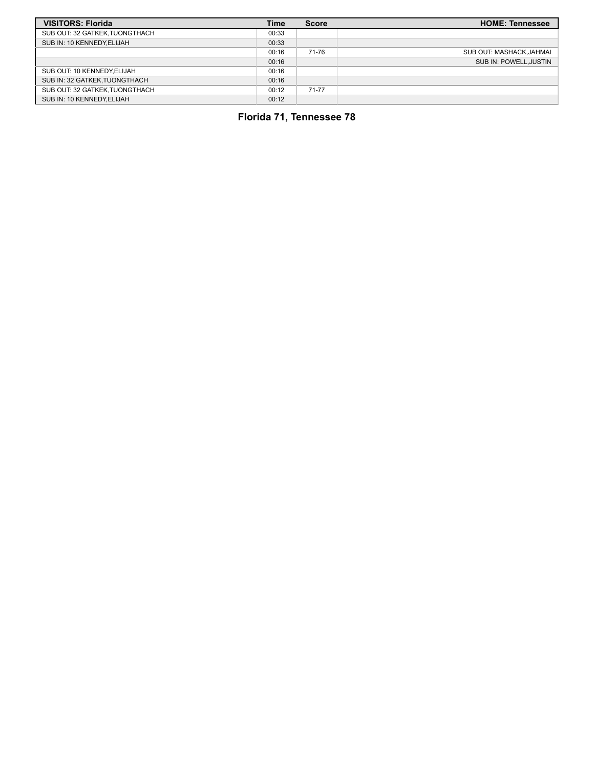| VISITORS: Florida | Time | Score | HOME: Tennessee |
|---|---|---|---|
| SUB OUT: 32 GATKEK,TUONGTHACH | 00:33 | | |
| SUB IN: 10 KENNEDY,ELIJAH | 00:33 | | |
| | 00:16 | 71-76 | SUB OUT: MASHACK,JAHMAI |
| | 00:16 | | SUB IN: POWELL,JUSTIN |
| SUB OUT: 10 KENNEDY,ELIJAH | 00:16 | | |
| SUB IN: 32 GATKEK,TUONGTHACH | 00:16 | | |
| SUB OUT: 32 GATKEK,TUONGTHACH | 00:12 | 71-77 | |
| SUB IN: 10 KENNEDY,ELIJAH | 00:12 | | |

**Florida 71, Tennessee 78**